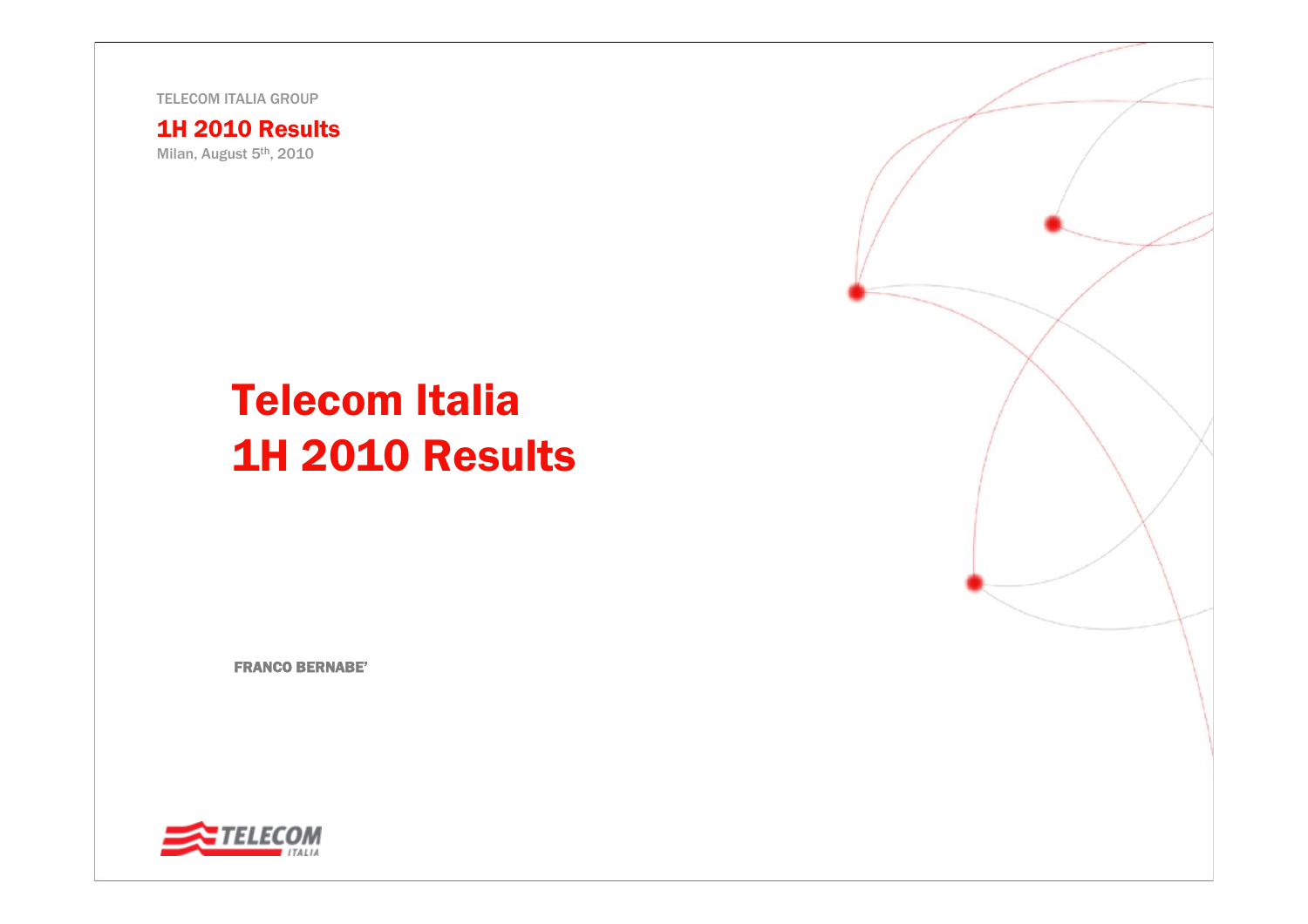TELECOM ITALIA GROUP

**1H 2010 Results**

Milan, August 5th, 2010

# Telecom Italia 1H 2010 Results

**FRANCO BERNABE'**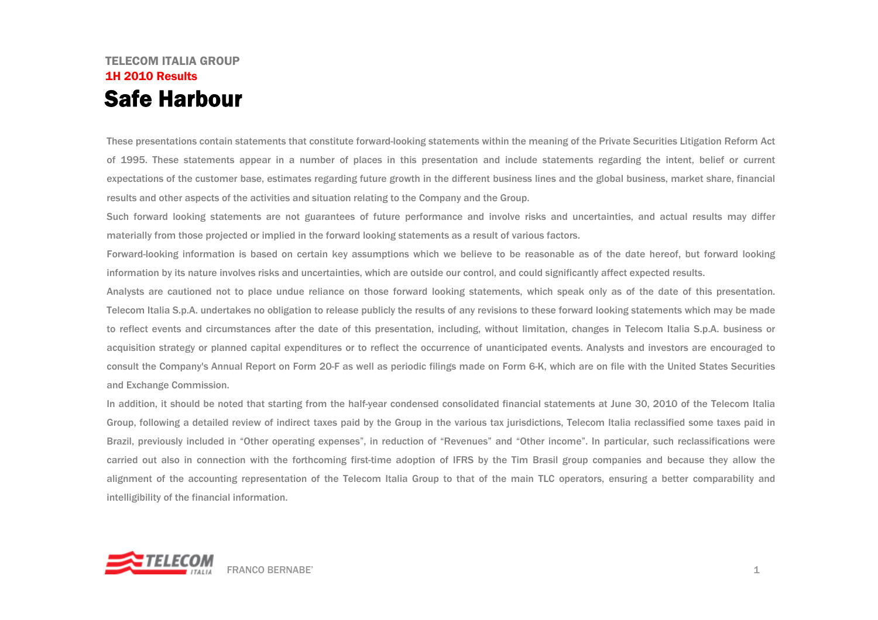TELECOM ITALIA GROUP

1H 2010 Results

# Safe Harbour

These presentations contain statements that constitute forward-looking statements within the meaning of the Private Securities Litigation Reform Act of 1995. These statements appear in a number of places in this presentation and include statements regarding the intent, belief or current expectations of the customer base, estimates regarding future growth in the different business lines and the global business, market share, financial results and other aspects of the activities and situation relating to the Company and the Group.

Such forward looking statements are not guarantees of future performance and involve risks and uncertainties, and actual results may differ materially from those projected or implied in the forward looking statements as a result of various factors.

Forward-looking information is based on certain key assumptions which we believe to be reasonable as of the date hereof, but forward looking information by its nature involves risks and uncertainties, which are outside our control, and could significantly affect expected results.

Analysts are cautioned not to place undue reliance on those forward looking statements, which speak only as of the date of this presentation. Telecom Italia S.p.A. undertakes no obligation to release publicly the results of any revisions to these forward looking statements which may be made to reflect events and circumstances after the date of this presentation, including, without limitation, changes in Telecom Italia S.p.A. business or acquisition strategy or planned capital expenditures or to reflect the occurrence of unanticipated events. Analysts and investors are encouraged to consult the Company's Annual Report on Form 20-F as well as periodic filings made on Form 6-K, which are on file with the United States Securities and Exchange Commission.

In addition, it should be noted that starting from the half-year condensed consolidated financial statements at June 30, 2010 of the Telecom Italia Group, following a detailed review of indirect taxes paid by the Group in the various tax jurisdictions, Telecom Italia reclassified some taxes paid in Brazil, previously included in "Other operating expenses", in reduction of "Revenues" and "Other income". In particular, such reclassifications were carried out also in connection with the forthcoming first-time adoption of IFRS by the Tim Brasil group companies and because they allow the alignment of the accounting representation of the Telecom Italia Group to that of the main TLC operators, ensuring a better comparability and intelligibility of the financial information.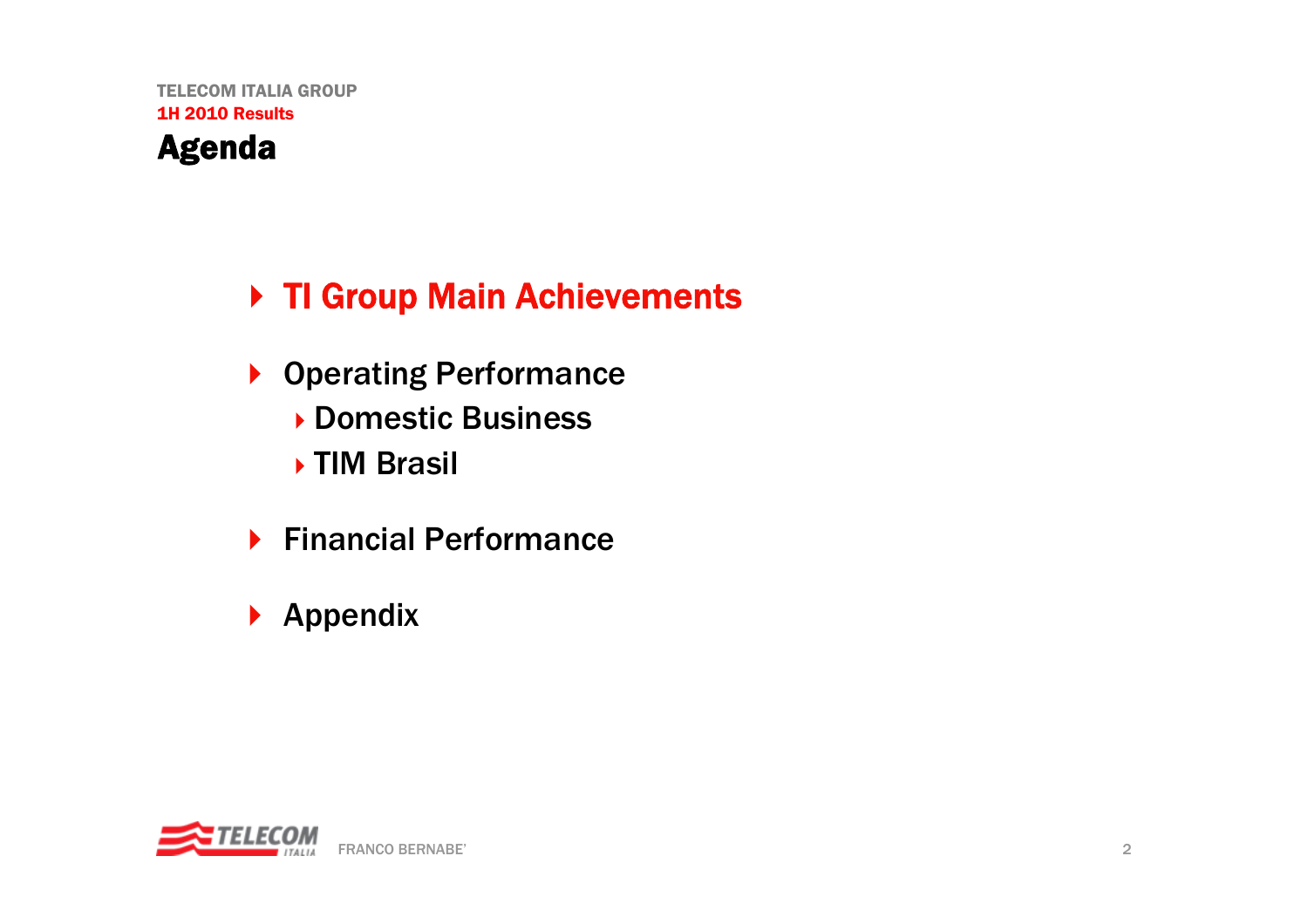# Agenda

- **TI Group Main Achievements**
- Operating Performance
  - Domestic Business
  - TIM Brasil
- Financial Performance
- Appendix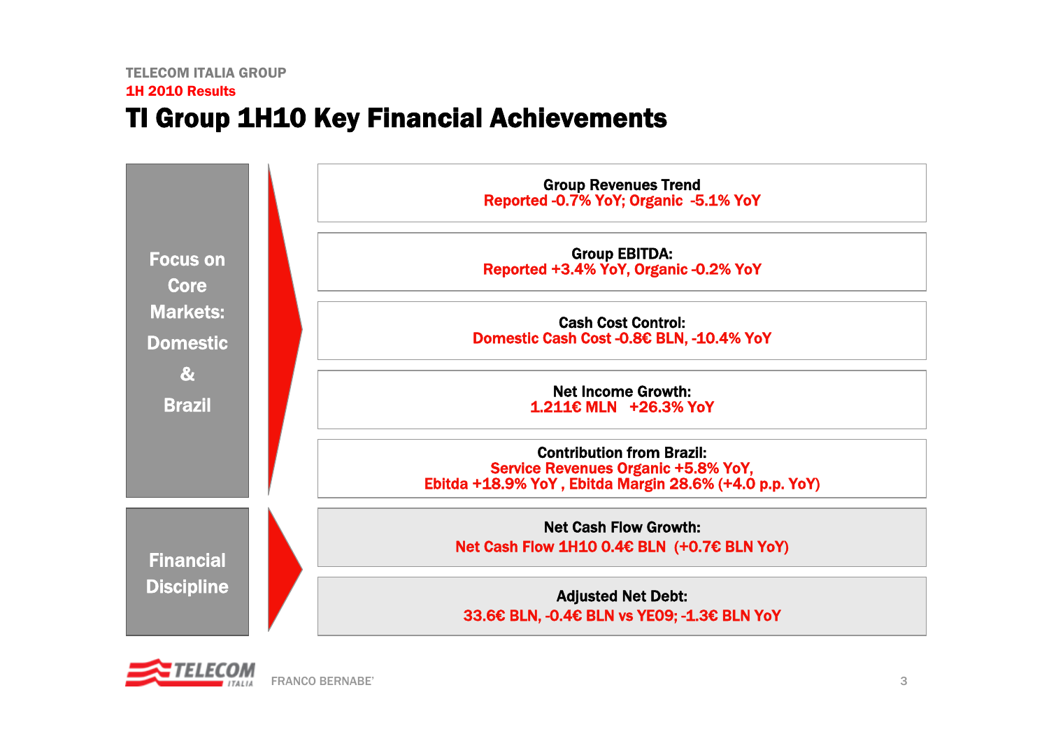TELECOM ITALIA GROUP

**1H 2010 Results**

# TI Group 1H10 Key Financial Achievements

## Focus on Core Markets: Domestic & Brazil

**Group Revenues Trend**
Reported -0.7% YoY; Organic -5.1% YoY

**Group EBITDA:**
Reported +3.4% YoY, Organic -0.2% YoY

**Cash Cost Control:**
Domestic Cash Cost -0.8€ BLN, -10.4% YoY

**Net Income Growth:**
1.211€ MLN +26.3% YoY

**Contribution from Brazil:**
Service Revenues Organic +5.8% YoY,
Ebitda +18.9% YoY , Ebitda Margin 28.6% (+4.0 p.p. YoY)

## Financial Discipline

**Net Cash Flow Growth:**
Net Cash Flow 1H10 0.4€ BLN (+0.7€ BLN YoY)

**Adjusted Net Debt:**
33.6€ BLN, -0.4€ BLN vs YE09; -1.3€ BLN YoY

FRANCO BERNABE'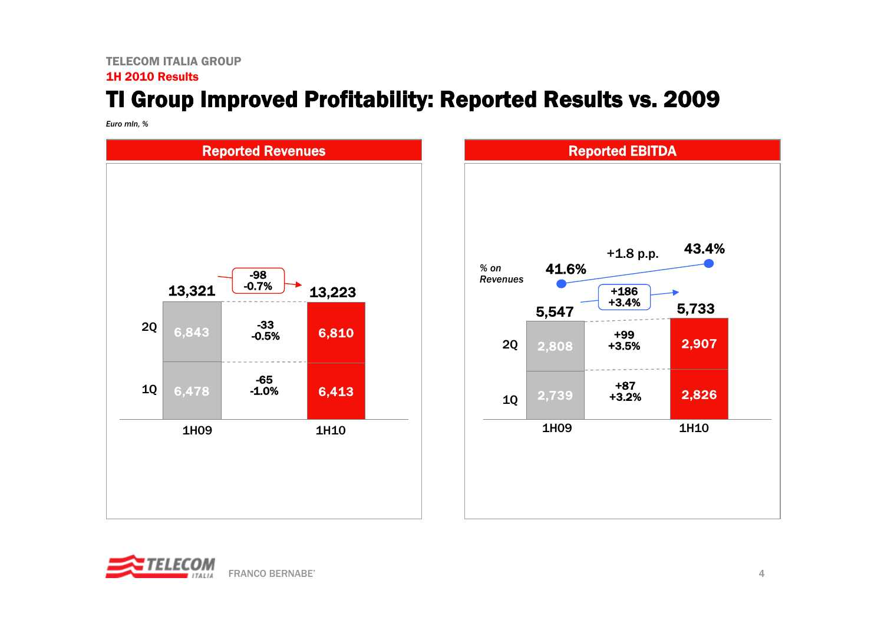TELECOM ITALIA GROUP

1H 2010 Results

# TI Group Improved Profitability: Reported Results vs. 2009

*Euro mln, %*

## Reported Revenues

| | 1H09 | Change | 1H10 |
|---|---|---|---|
| 2Q | 6,843 | -33<br>-0.5% | 6,810 |
| 1Q | 6,478 | -65<br>-1.0% | 6,413 |
| Total | 13,321 | -98<br>-0.7% | 13,223 |

## Reported EBITDA

| | 1H09 | Change | 1H10 |
|---|---|---|---|
| 2Q | 2,808 | +99<br>+3.5% | 2,907 |
| 1Q | 2,739 | +87<br>+3.2% | 2,826 |
| Total | 5,547 | +186<br>+3.4% | 5,733 |
| *% on Revenues* | 41.6% | +1.8 p.p. | 43.4% |

FRANCO BERNABE'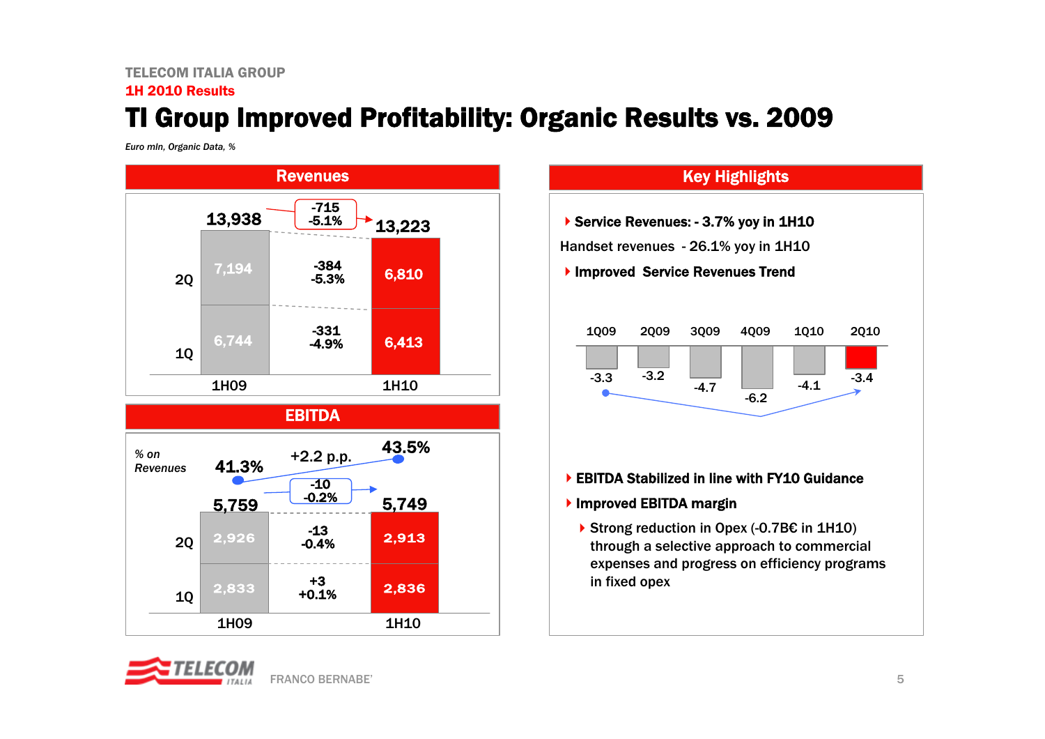TELECOM ITALIA GROUP

1H 2010 Results

# TI Group Improved Profitability: Organic Results vs. 2009

*Euro mln, Organic Data, %*

## Revenues

| | 1H09 | Change | 1H10 |
|---|---|---|---|
| 2Q | 7,194 | -384 / -5.3% | 6,810 |
| 1Q | 6,744 | -331 / -4.9% | 6,413 |
| Total | 13,938 | -715 / -5.1% | 13,223 |

## EBITDA

| | 1H09 | Change | 1H10 |
|---|---|---|---|
| 2Q | 2,926 | -13 / -0.4% | 2,913 |
| 1Q | 2,833 | +3 / +0.1% | 2,836 |
| Total | 5,759 | -10 / -0.2% | 5,749 |
| % on Revenues | 41.3% | +2.2 p.p. | 43.5% |

## Key Highlights

- **Service Revenues: - 3.7% yoy in 1H10**

Handset revenues - 26.1% yoy in 1H10

- **Improved Service Revenues Trend**

| 1Q09 | 2Q09 | 3Q09 | 4Q09 | 1Q10 | 2Q10 |
|---|---|---|---|---|---|
| -3.3 | -3.2 | -4.7 | -6.2 | -4.1 | -3.4 |

- **EBITDA Stabilized in line with FY10 Guidance**
- **Improved EBITDA margin**
  - Strong reduction in Opex (-0.7B€ in 1H10) through a selective approach to commercial expenses and progress on efficiency programs in fixed opex

FRANCO BERNABE'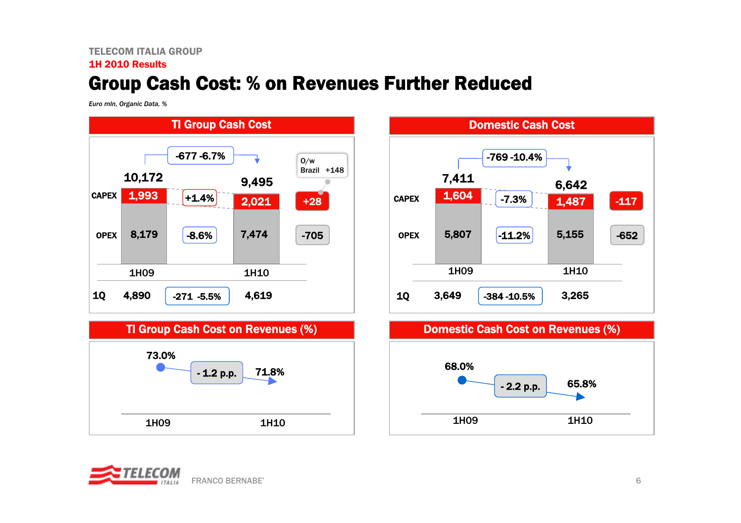TELECOM ITALIA GROUP

1H 2010 Results

# Group Cash Cost: % on Revenues Further Reduced

*Euro mln, Organic Data, %*

## TI Group Cash Cost

| | 1H09 | Change | 1H10 | Delta |
|---|---|---|---|---|
| Total | 10,172 | -677 -6.7% | 9,495 | |
| CAPEX | 1,993 | +1.4% | 2,021 | +28 (O/w Brazil +148) |
| OPEX | 8,179 | -8.6% | 7,474 | -705 |
| 1Q | 4,890 | -271 -5.5% | 4,619 | |

## Domestic Cash Cost

| | 1H09 | Change | 1H10 | Delta |
|---|---|---|---|---|
| Total | 7,411 | -769 -10.4% | 6,642 | |
| CAPEX | 1,604 | -7.3% | 1,487 | -117 |
| OPEX | 5,807 | -11.2% | 5,155 | -652 |
| 1Q | 3,649 | -384 -10.5% | 3,265 | |

## TI Group Cash Cost on Revenues (%)

| 1H09 | Change | 1H10 |
|---|---|---|
| 73.0% | - 1.2 p.p. | 71.8% |

## Domestic Cash Cost on Revenues (%)

| 1H09 | Change | 1H10 |
|---|---|---|
| 68.0% | - 2.2 p.p. | 65.8% |

FRANCO BERNABE'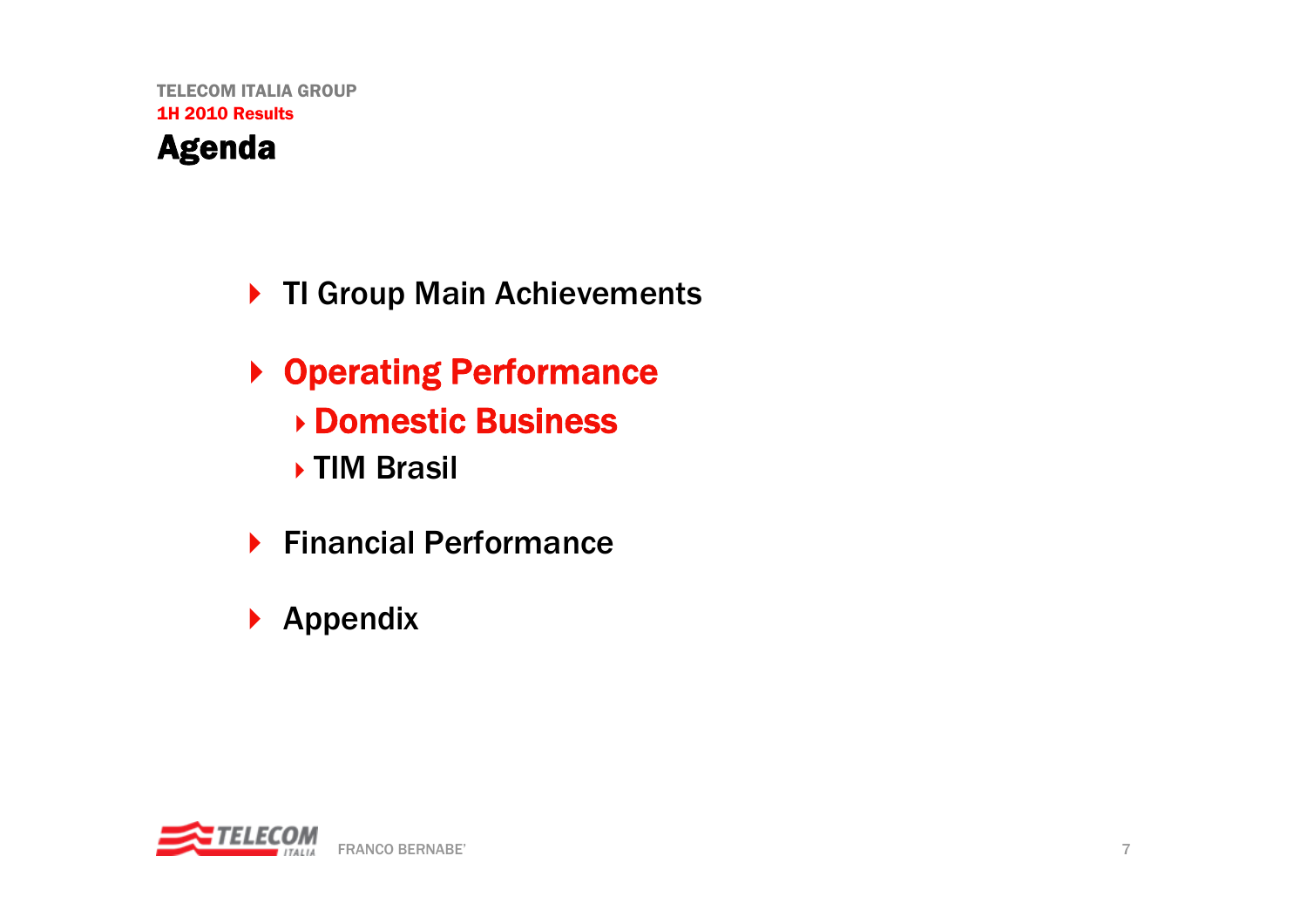# Agenda

- TI Group Main Achievements
- **Operating Performance**
  - **Domestic Business**
  - TIM Brasil
- Financial Performance
- Appendix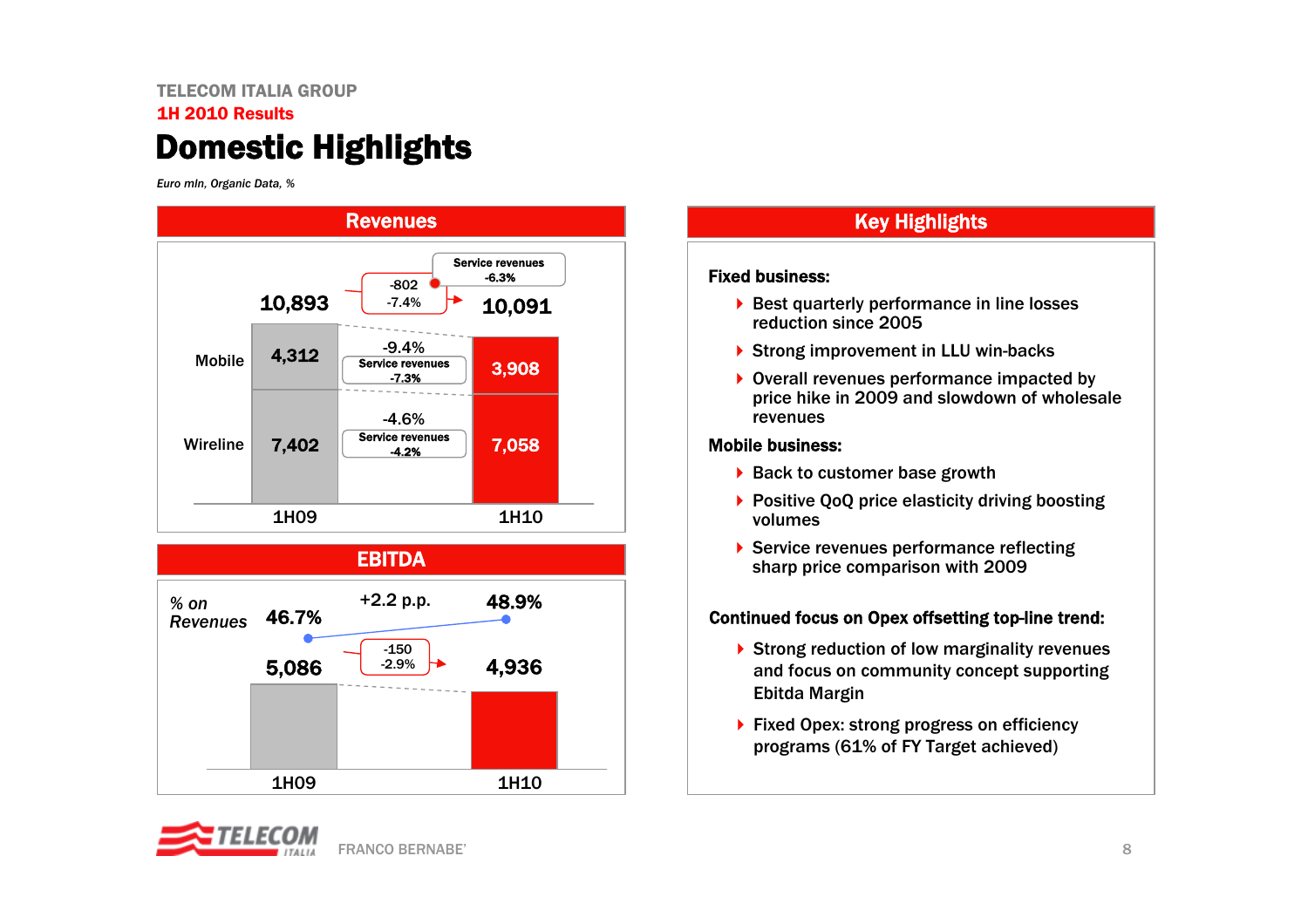TELECOM ITALIA GROUP

**1H 2010 Results**

# Domestic Highlights

*Euro mln, Organic Data, %*

## Revenues

| | 1H09 | Change | 1H10 |
|---|---|---|---|
| Total | 10,893 | -802 / -7.4% (Service revenues -6.3%) | 10,091 |
| Mobile | 4,312 | -9.4% (Service revenues -7.3%) | 3,908 |
| Wireline | 7,402 | -4.6% (Service revenues -4.2%) | 7,058 |

## EBITDA

| | 1H09 | Change | 1H10 |
|---|---|---|---|
| EBITDA | 5,086 | -150 / -2.9% | 4,936 |
| *% on Revenues* | 46.7% | +2.2 p.p. | 48.9% |

## Key Highlights

**Fixed business:**

- Best quarterly performance in line losses reduction since 2005
- Strong improvement in LLU win-backs
- Overall revenues performance impacted by price hike in 2009 and slowdown of wholesale revenues

**Mobile business:**

- Back to customer base growth
- Positive QoQ price elasticity driving boosting volumes
- Service revenues performance reflecting sharp price comparison with 2009

**Continued focus on Opex offsetting top-line trend:**

- Strong reduction of low marginality revenues and focus on community concept supporting Ebitda Margin
- Fixed Opex: strong progress on efficiency programs (61% of FY Target achieved)

FRANCO BERNABE'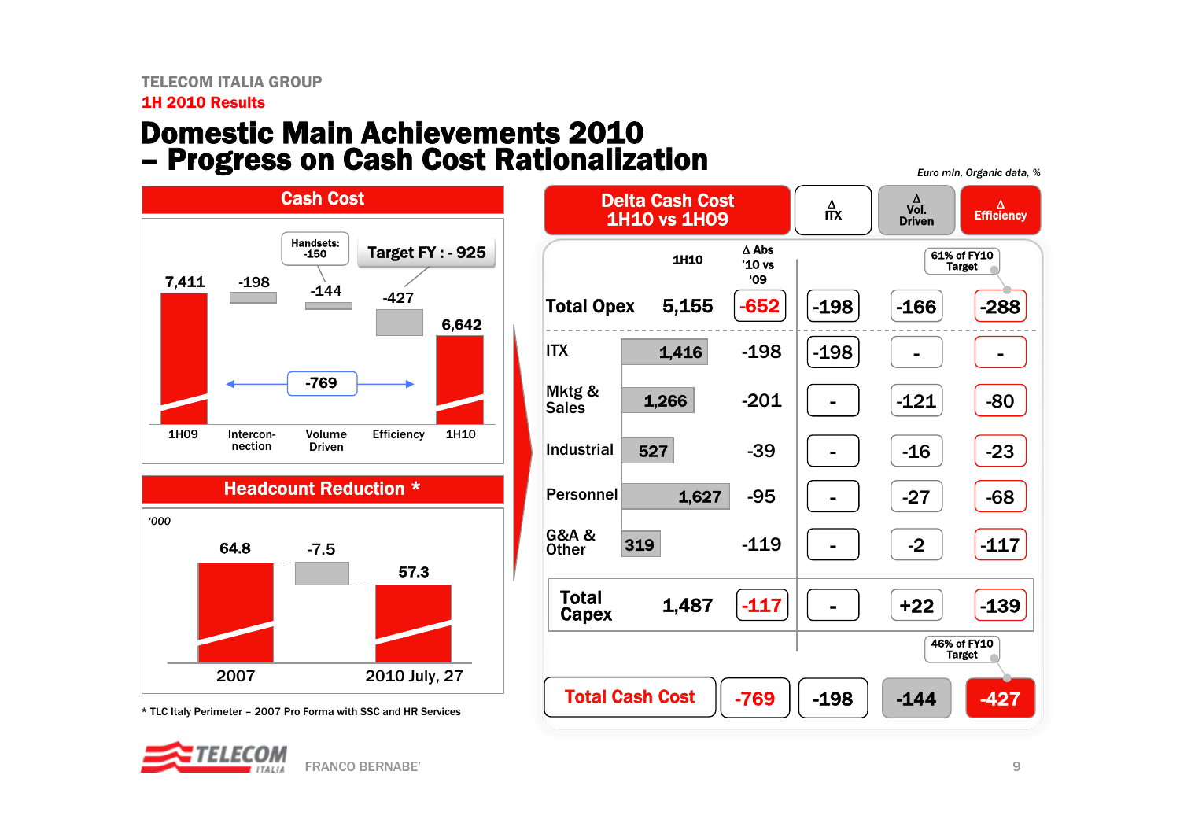TELECOM ITALIA GROUP

1H 2010 Results

# Domestic Main Achievements 2010 – Progress on Cash Cost Rationalization

*Euro mln, Organic data, %*

## Cash Cost

| 1H09 | Interconnection | Volume Driven | Efficiency | 1H10 |
|---|---|---|---|---|
| 7,411 | -198 | -144 | -427 | 6,642 |

Handsets: -150

Target FY : - 925

-769

## Headcount Reduction *

'000

| 2007 | | 2010 July, 27 |
|---|---|---|
| 64.8 | -7.5 | 57.3 |

* TLC Italy Perimeter – 2007 Pro Forma with SSC and HR Services

## Delta Cash Cost 1H10 vs 1H09

| | 1H10 | Δ Abs '10 vs '09 | Δ ITX | Δ Vol. Driven | Δ Efficiency |
|---|---|---|---|---|---|
| Total Opex | 5,155 | -652 | -198 | -166 | -288 |
| ITX | 1,416 | -198 | -198 | - | - |
| Mktg & Sales | 1,266 | -201 | - | -121 | -80 |
| Industrial | 527 | -39 | - | -16 | -23 |
| Personnel | 1,627 | -95 | - | -27 | -68 |
| G&A & Other | 319 | -119 | - | -2 | -117 |
| Total Capex | 1,487 | -117 | - | +22 | -139 |
| Total Cash Cost | | -769 | -198 | -144 | -427 |

Efficiency Total Opex: 61% of FY10 Target

Efficiency Total Cash Cost: 46% of FY10 Target

FRANCO BERNABE'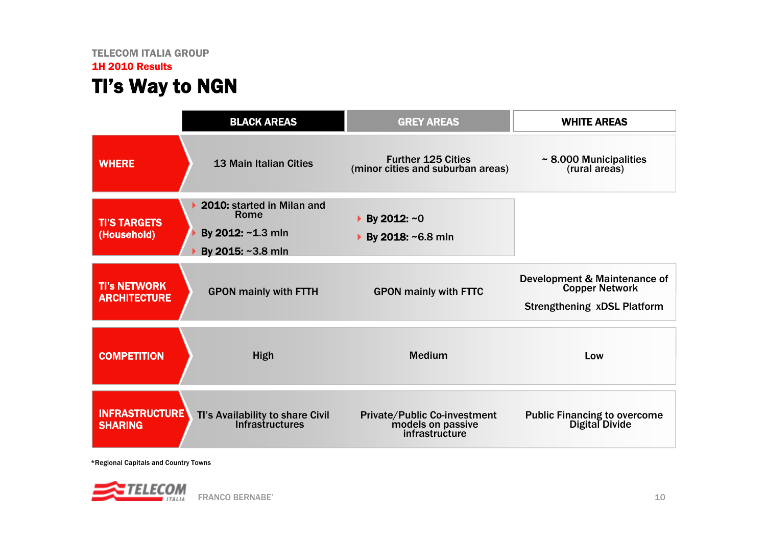TELECOM ITALIA GROUP

1H 2010 Results

# TI's Way to NGN

| | BLACK AREAS | GREY AREAS | WHITE AREAS |
|---|---|---|---|
| **WHERE** | 13 Main Italian Cities | Further 125 Cities (minor cities and suburban areas) | ~ 8.000 Municipalities (rural areas) |
| **TI'S TARGETS (Household)** | **2010:** started in Milan and Rome<br>**By 2012:** ~1.3 mln<br>**By 2015:** ~3.8 mln | **By 2012:** ~0<br>**By 2018:** ~6.8 mln | |
| **TI's NETWORK ARCHITECTURE** | GPON mainly with FTTH | GPON mainly with FTTC | Development & Maintenance of Copper Network<br>Strengthening xDSL Platform |
| **COMPETITION** | High | Medium | Low |
| **INFRASTRUCTURE SHARING** | TI's Availability to share Civil Infrastructures | Private/Public Co-investment models on passive infrastructure | Public Financing to overcome Digital Divide |

*Regional Capitals and Country Towns

FRANCO BERNABE'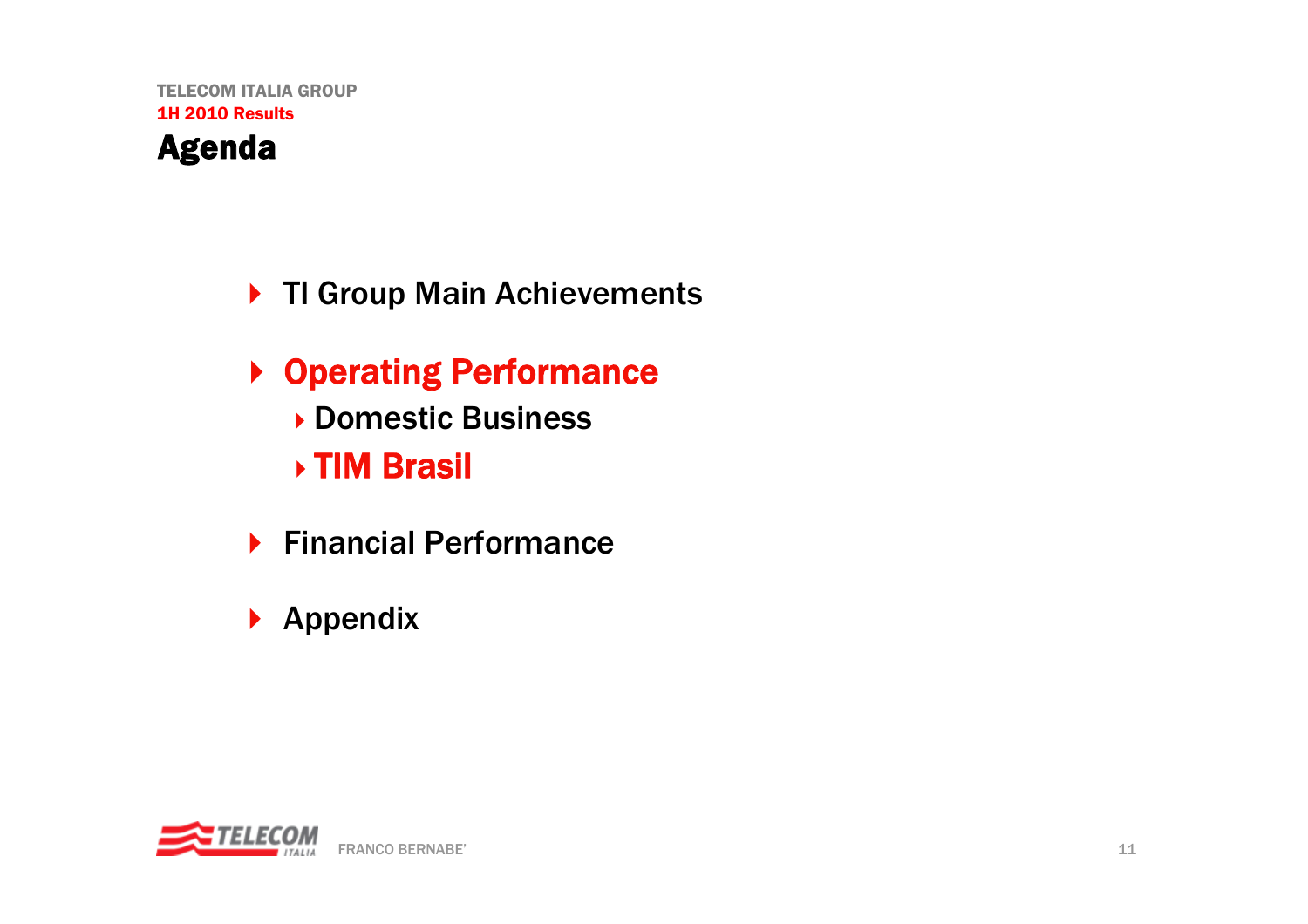# Agenda

- TI Group Main Achievements
- **Operating Performance**
  - Domestic Business
  - **TIM Brasil**
- Financial Performance
- Appendix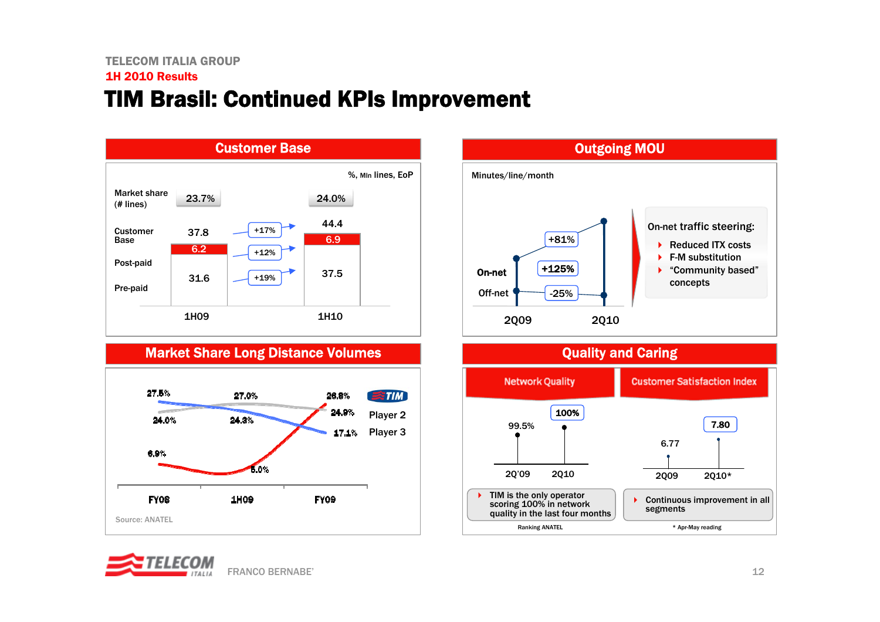# TIM Brasil: Continued KPIs Improvement

## Customer Base

%, Mln lines, EoP

| | 1H09 | | 1H10 |
|---|---|---|---|
| Market share (# lines) | 23.7% | | 24.0% |
| Customer Base | 37.8 | +17% | 44.4 |
| Post-paid | 6.2 | +12% | 6.9 |
| Pre-paid | 31.6 | +19% | 37.5 |

## Outgoing MOU

Minutes/line/month

| | 2Q09 → 2Q10 |
|---|---|
| Total | +81% |
| On-net | +125% |
| Off-net | -25% |

On-net traffic steering:

- Reduced ITX costs
- F-M substitution
- "Community based" concepts

## Market Share Long Distance Volumes

| | FY08 | 1H09 | FY09 |
|---|---|---|---|
| TIM | 6.9% | 5.0% | 26.8% |
| Player 2 | 24.0% | 27.0% | 24.9% |
| Player 3 | 27.5% | 24.3% | 17.1% |

Source: ANATEL

## Quality and Caring

### Network Quality

| 2Q'09 | 2Q10 |
|---|---|
| 99.5% | 100% |

- TIM is the only operator scoring 100% in network quality in the last four months

Ranking ANATEL

### Customer Satisfaction Index

| 2Q09 | 2Q10* |
|---|---|
| 6.77 | 7.80 |

- Continuous improvement in all segments

\* Apr-May reading

FRANCO BERNABE'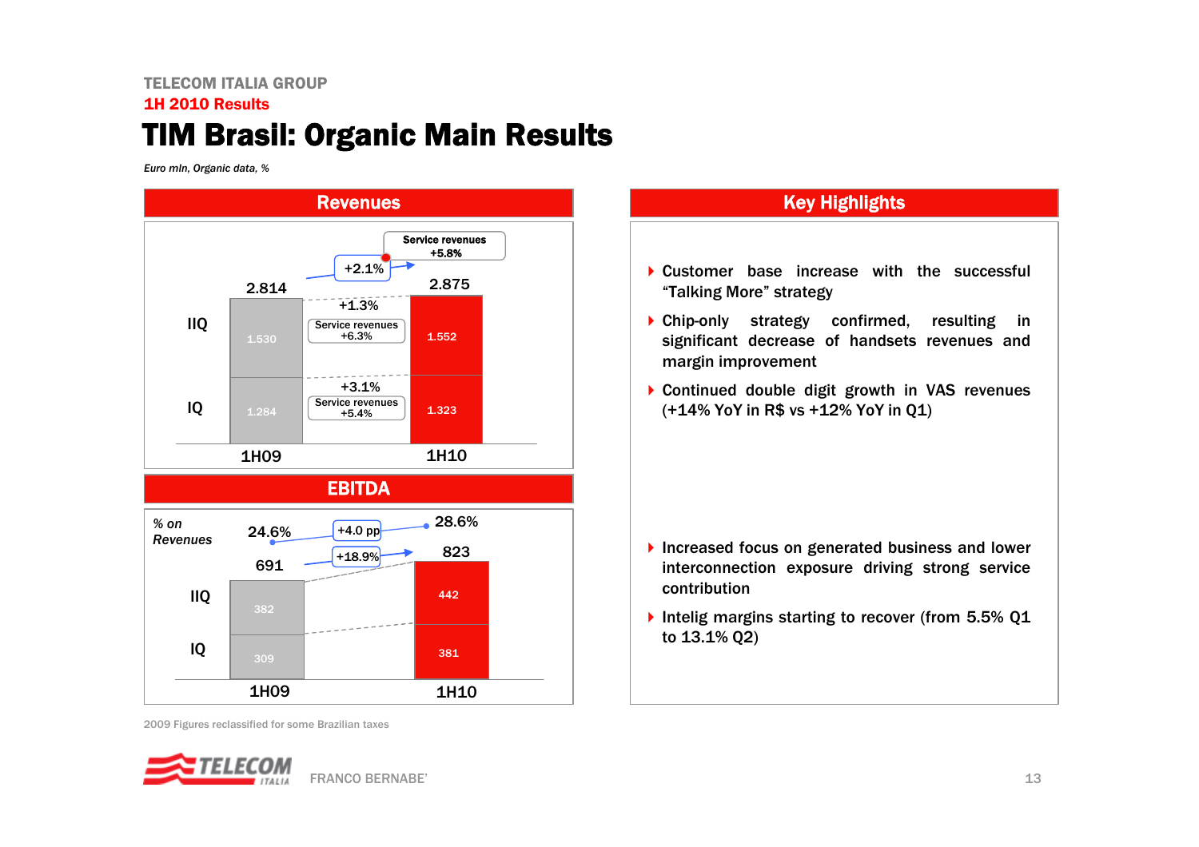TELECOM ITALIA GROUP

**1H 2010 Results**

# TIM Brasil: Organic Main Results

*Euro mln, Organic data, %*

## Revenues

| | 1H09 | Change | 1H10 |
|---|---|---|---|
| IIQ | 1.530 | +1.3% (Service revenues +6.3%) | 1.552 |
| IQ | 1.284 | +3.1% (Service revenues +5.4%) | 1.323 |
| Total | 2.814 | +2.1% (Service revenues +5.8%) | 2.875 |

## EBITDA

| | 1H09 | Change | 1H10 |
|---|---|---|---|
| IIQ | 382 | | 442 |
| IQ | 309 | | 381 |
| Total | 691 | +18.9% | 823 |
| % on Revenues | 24.6% | +4.0 pp | 28.6% |

## Key Highlights

- Customer base increase with the successful "Talking More" strategy
- Chip-only strategy confirmed, resulting in significant decrease of handsets revenues and margin improvement
- Continued double digit growth in VAS revenues (+14% YoY in R$ vs +12% YoY in Q1)

- Increased focus on generated business and lower interconnection exposure driving strong service contribution
- Intelig margins starting to recover (from 5.5% Q1 to 13.1% Q2)

2009 Figures reclassified for some Brazilian taxes

FRANCO BERNABE'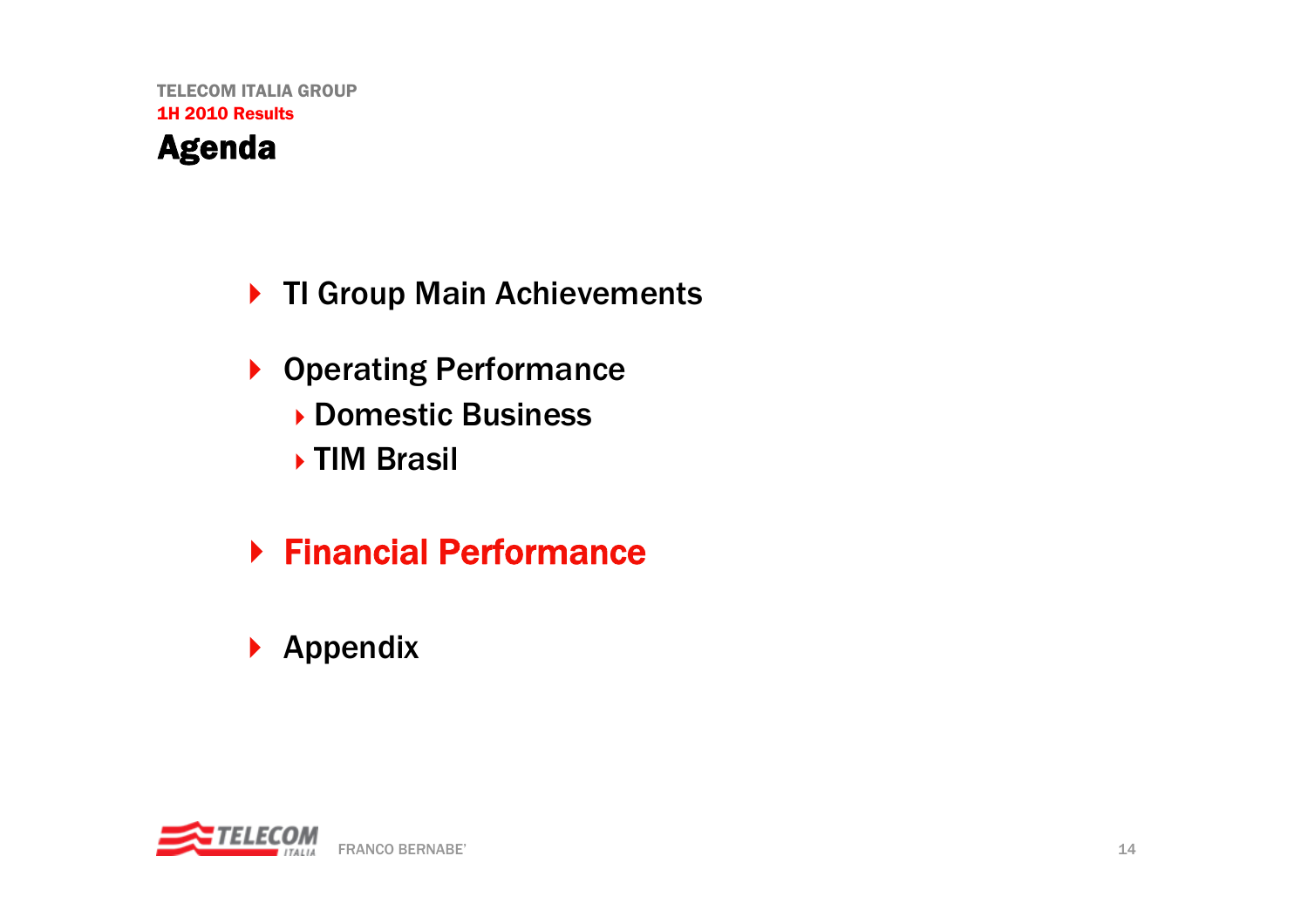TELECOM ITALIA GROUP

1H 2010 Results

# Agenda

- TI Group Main Achievements
- Operating Performance
  - Domestic Business
  - TIM Brasil
- **Financial Performance**
- Appendix

FRANCO BERNABE'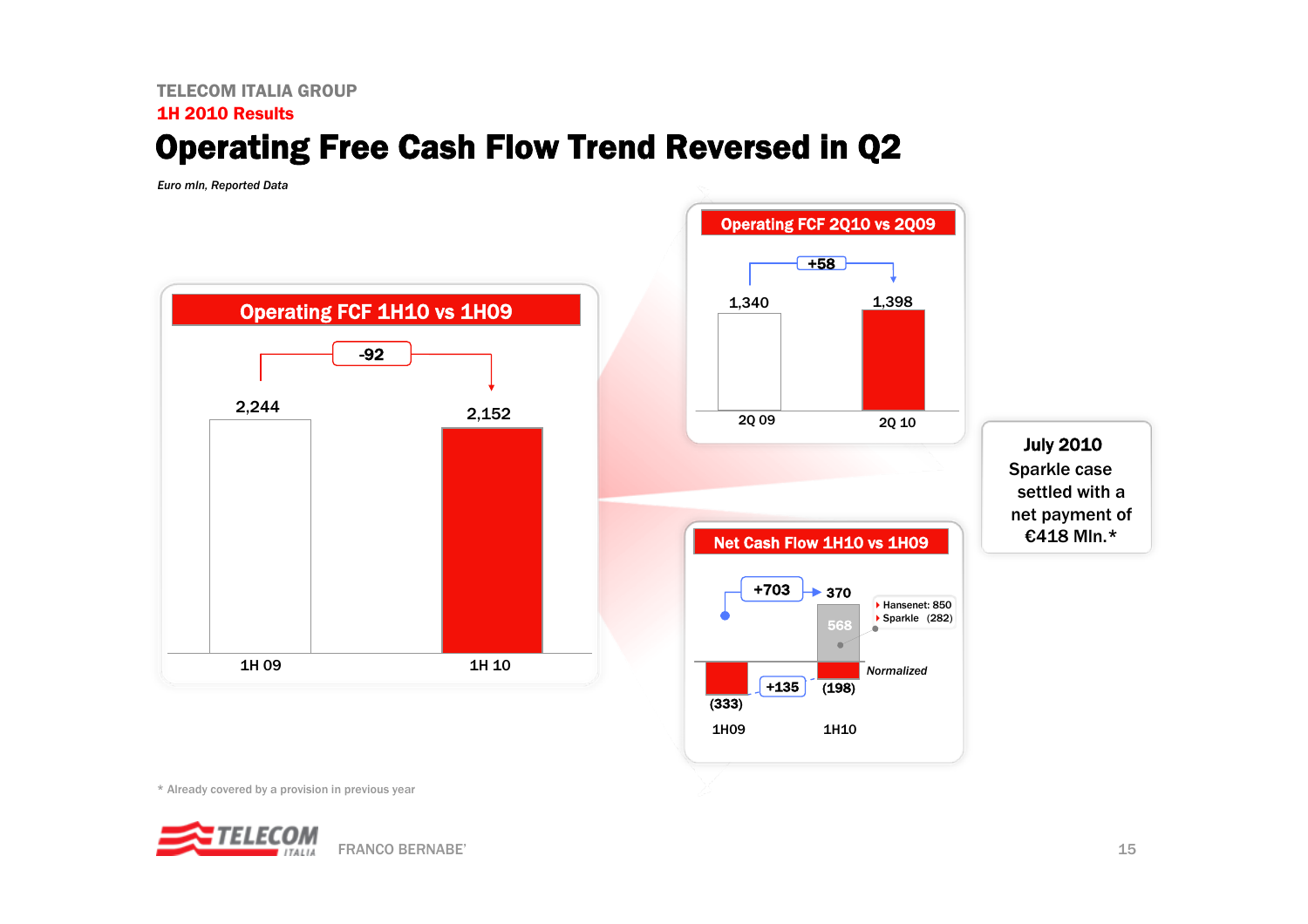TELECOM ITALIA GROUP

1H 2010 Results

# Operating Free Cash Flow Trend Reversed in Q2

*Euro mln, Reported Data*

## Operating FCF 1H10 vs 1H09

| 1H 09 | 1H 10 |
|---|---|
| 2,244 | 2,152 |

-92

## Operating FCF 2Q10 vs 2Q09

| 2Q 09 | 2Q 10 |
|---|---|
| 1,340 | 1,398 |

+58

## Net Cash Flow 1H10 vs 1H09

| 1H09 | 1H10 |
|---|---|
| (333) | (198) Normalized |
| | 568 |
| | 370 |

+135 (normalized); +703 (reported)

- Hansenet: 850
- Sparkle (282)

**July 2010**
Sparkle case settled with a net payment of €418 Mln.*

\* Already covered by a provision in previous year

FRANCO BERNABE'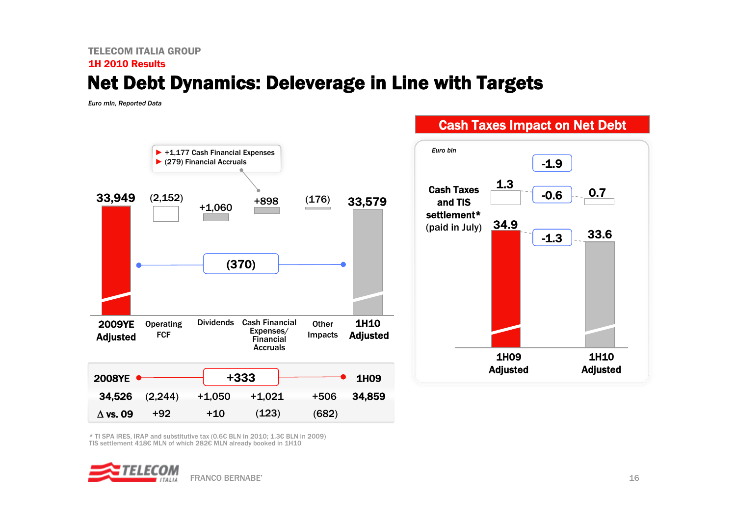TELECOM ITALIA GROUP

**1H 2010 Results**

# Net Debt Dynamics: Deleverage in Line with Targets

*Euro mln, Reported Data*

- +1,177 Cash Financial Expenses
- (279) Financial Accruals

| | 2009YE Adjusted | Operating FCF | Dividends | Cash Financial Expenses/ Financial Accruals | Other Impacts | 1H10 Adjusted |
|---|---|---|---|---|---|---|
| | 33,949 | (2,152) | +1,060 | +898 | (176) | 33,579 |

(370)

| 2008YE | | | +333 | | | 1H09 |
|---|---|---|---|---|---|---|
| | 34,526 | (2,244) | +1,050 | +1,021 | +506 | 34,859 |
| Δ vs. 09 | | +92 | +10 | (123) | (682) | |

## Cash Taxes Impact on Net Debt

*Euro bln*

| | 1H09 Adjusted | | 1H10 Adjusted |
|---|---|---|---|
| Cash Taxes and TIS settlement* (paid in July) | 1.3 | -0.6 | 0.7 |
| | 34.9 | -1.3 | 33.6 |
| Total | | -1.9 | |

\* TI SPA IRES, IRAP and substitutive tax (0.6€ BLN in 2010; 1.3€ BLN in 2009)
TIS settlement 418€ MLN of which 282€ MLN already booked in 1H10

FRANCO BERNABE'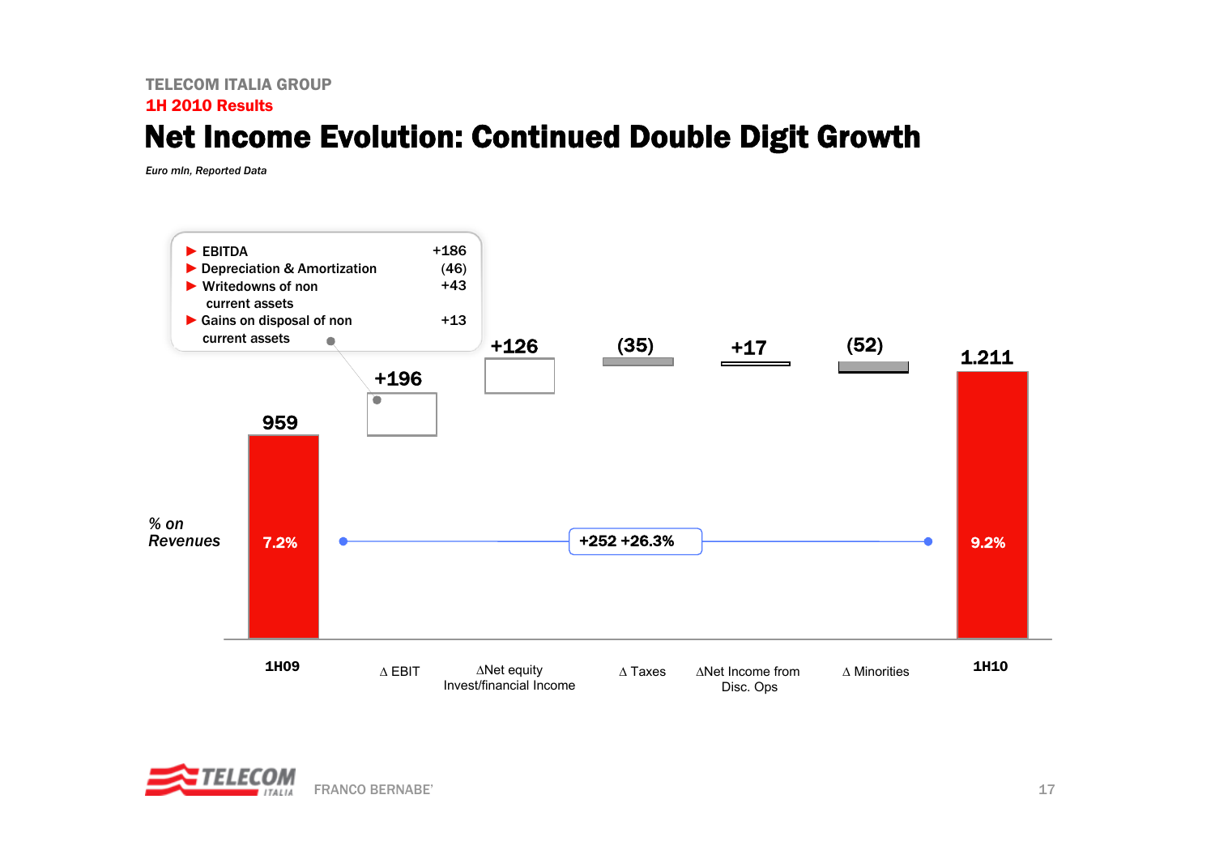TELECOM ITALIA GROUP

**1H 2010 Results**

# Net Income Evolution: Continued Double Digit Growth

*Euro mln, Reported Data*

| | |
|---|---|
| EBITDA | +186 |
| Depreciation & Amortization | (46) |
| Writedowns of non current assets | +43 |
| Gains on disposal of non current assets | +13 |

| 1H09 | Δ EBIT | ΔNet equity Invest/financial Income | Δ Taxes | ΔNet Income from Disc. Ops | Δ Minorities | 1H10 |
|---|---|---|---|---|---|---|
| 959 | +196 | +126 | (35) | +17 | (52) | 1.211 |

*% on Revenues*: 7.2% (1H09) → 9.2% (1H10)

+252 +26.3%

FRANCO BERNABE'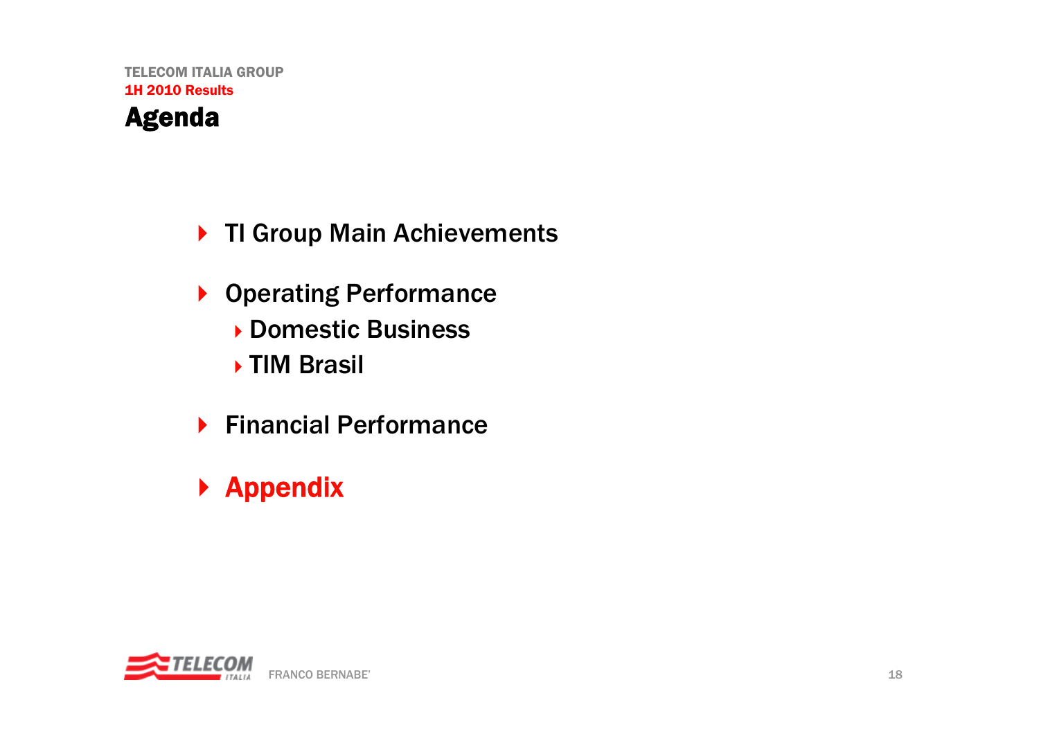# Agenda

- TI Group Main Achievements
- Operating Performance
  - Domestic Business
  - TIM Brasil
- Financial Performance
- **Appendix**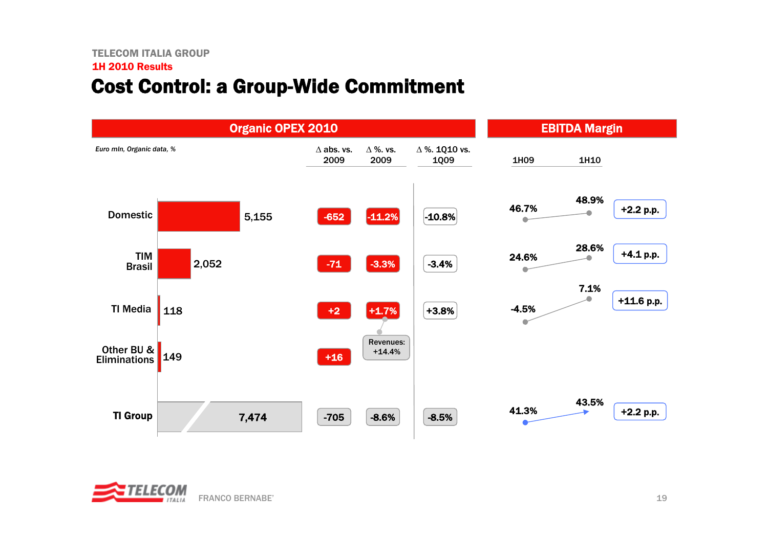TELECOM ITALIA GROUP

1H 2010 Results

# Cost Control: a Group-Wide Commitment

| Organic OPEX 2010 | | | | | EBITDA Margin | | |
|---|---|---|---|---|---|---|---|
| *Euro mln, Organic data, %* | | Δ abs. vs. 2009 | Δ %. vs. 2009 | Δ %. 1Q10 vs. 1Q09 | 1H09 | 1H10 | |
| Domestic | 5,155 | -652 | -11.2% | -10.8% | 46.7% | 48.9% | +2.2 p.p. |
| TIM Brasil | 2,052 | -71 | -3.3% | -3.4% | 24.6% | 28.6% | +4.1 p.p. |
| TI Media | 118 | +2 | +1.7% (Revenues: +14.4%) | +3.8% | -4.5% | 7.1% | +11.6 p.p. |
| Other BU & Eliminations | 149 | +16 | | | | | |
| TI Group | 7,474 | -705 | -8.6% | -8.5% | 41.3% | 43.5% | +2.2 p.p. |

FRANCO BERNABE'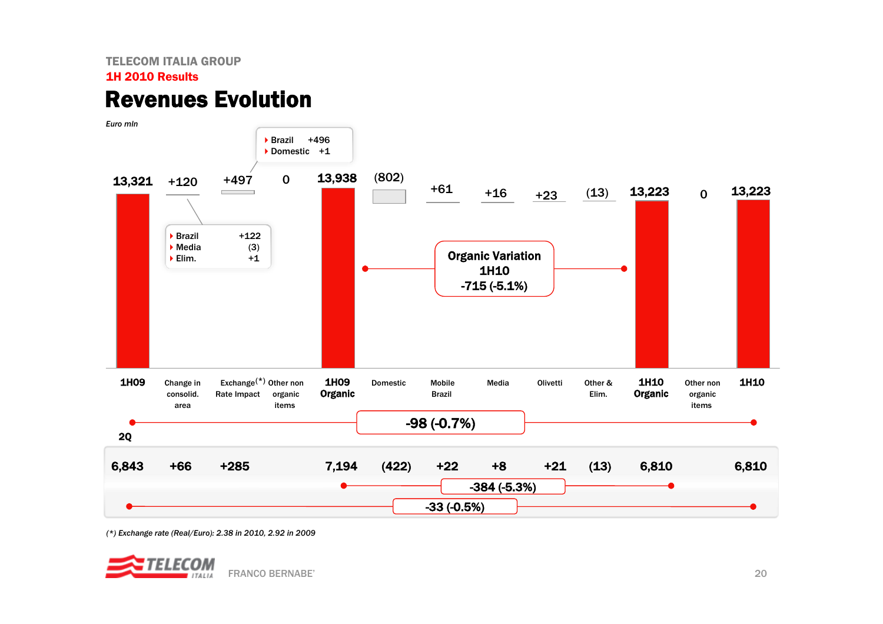TELECOM ITALIA GROUP

**1H 2010 Results**

# Revenues Evolution

*Euro mln*

| | 1H09 | Change in consolid. area | Exchange(*) Rate Impact | Other non organic items | 1H09 Organic | Domestic | Mobile Brazil | Media | Olivetti | Other & Elim. | 1H10 Organic | Other non organic items | 1H10 |
|---|---|---|---|---|---|---|---|---|---|---|---|---|---|
| 1H | 13,321 | +120 | +497 | 0 | 13,938 | (802) | +61 | +16 | +23 | (13) | 13,223 | 0 | 13,223 |
| 2Q | 6,843 | +66 | +285 | | 7,194 | (422) | +22 | +8 | +21 | (13) | 6,810 | | 6,810 |

Change in consolid. area (1H):
- Brazil +122
- Media (3)
- Elim. +1

Exchange Rate Impact (1H):
- Brazil +496
- Domestic +1

**Organic Variation 1H10**
**-715 (-5.1%)**

1H09 → 1H10: **-98 (-0.7%)**

2Q organic variation: **-384 (-5.3%)**

2Q09 → 2Q10: **-33 (-0.5%)**

*(*) Exchange rate (Real/Euro): 2.38 in 2010, 2.92 in 2009*

FRANCO BERNABE'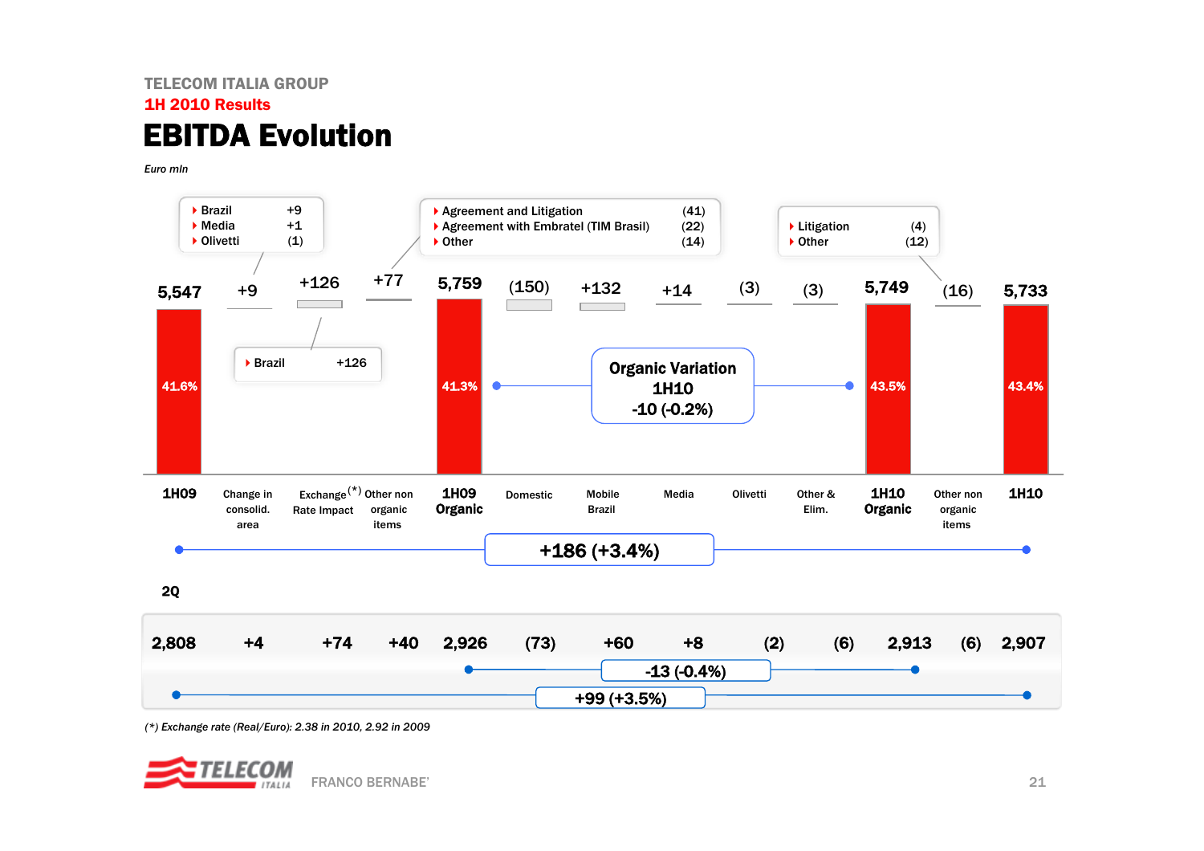TELECOM ITALIA GROUP

**1H 2010 Results**

# EBITDA Evolution

*Euro mln*

| | 1H09 | Change in consolid. area | Exchange(*) Rate Impact | Other non organic items | 1H09 Organic | Domestic | Mobile Brazil | Media | Olivetti | Other & Elim. | 1H10 Organic | Other non organic items | 1H10 |
|---|---|---|---|---|---|---|---|---|---|---|---|---|---|
| 1H | 5,547 | +9 | +126 | +77 | 5,759 | (150) | +132 | +14 | (3) | (3) | 5,749 | (16) | 5,733 |
| EBITDA margin | 41.6% | | | | 41.3% | | | | | | 43.5% | | 43.4% |
| 2Q | 2,808 | +4 | +74 | +40 | 2,926 | (73) | +60 | +8 | (2) | (6) | 2,913 | (6) | 2,907 |

Change in consolid. area:
- Brazil +9
- Media +1
- Olivetti (1)

Exchange Rate Impact:
- Brazil +126

Other non organic items (1H09):
- Agreement and Litigation (41)
- Agreement with Embratel (TIM Brasil) (22)
- Other (14)

Other non organic items (1H10):
- Litigation (4)
- Other (12)

**Organic Variation 1H10**
**-10 (-0.2%)**

**+186 (+3.4%)**

2Q: Organic Variation **-13 (-0.4%)**; Total **+99 (+3.5%)**

*(\*) Exchange rate (Real/Euro): 2.38 in 2010, 2.92 in 2009*

FRANCO BERNABE'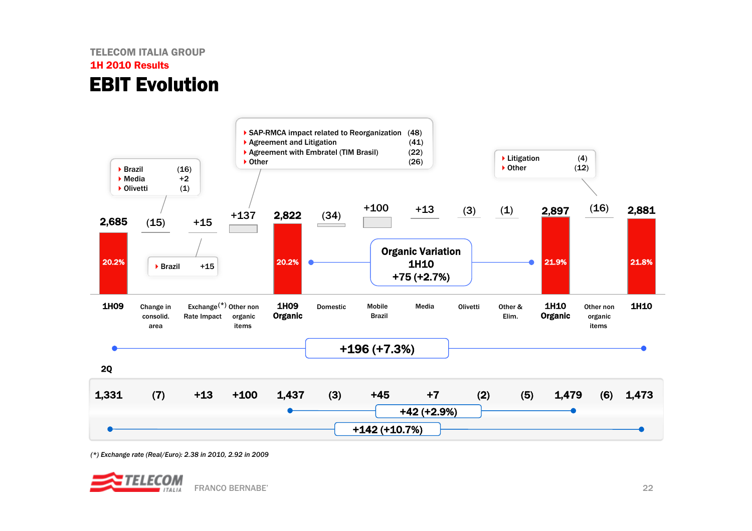TELECOM ITALIA GROUP

1H 2010 Results

# EBIT Evolution

| | 1H09 | Change in consolid. area | Exchange(*) Rate Impact | Other non organic items | 1H09 Organic | Domestic | Mobile Brazil | Media | Olivetti | Other & Elim. | 1H10 Organic | Other non organic items | 1H10 |
|---|---|---|---|---|---|---|---|---|---|---|---|---|---|
| 1H | 2,685 | (15) | +15 | +137 | 2,822 | (34) | +100 | +13 | (3) | (1) | 2,897 | (16) | 2,881 |
| EBIT margin | 20.2% | | | | 20.2% | | | | | | 21.9% | | 21.8% |
| 2Q | 1,331 | (7) | +13 | +100 | 1,437 | (3) | +45 | +7 | (2) | (5) | 1,479 | (6) | 1,473 |

Change in consolid. area:
- Brazil (16)
- Media +2
- Olivetti (1)

Exchange Rate Impact:
- Brazil +15

Other non organic items (1H09):
- SAP-RMCA impact related to Reorganization (48)
- Agreement and Litigation (41)
- Agreement with Embratel (TIM Brasil) (22)
- Other (26)

Other non organic items (1H10):
- Litigation (4)
- Other (12)

**Organic Variation 1H10 +75 (+2.7%)**

**+196 (+7.3%)**

2Q: **+42 (+2.9%)** organic; **+142 (+10.7%)** total

*(\*) Exchange rate (Real/Euro): 2.38 in 2010, 2.92 in 2009*

FRANCO BERNABE'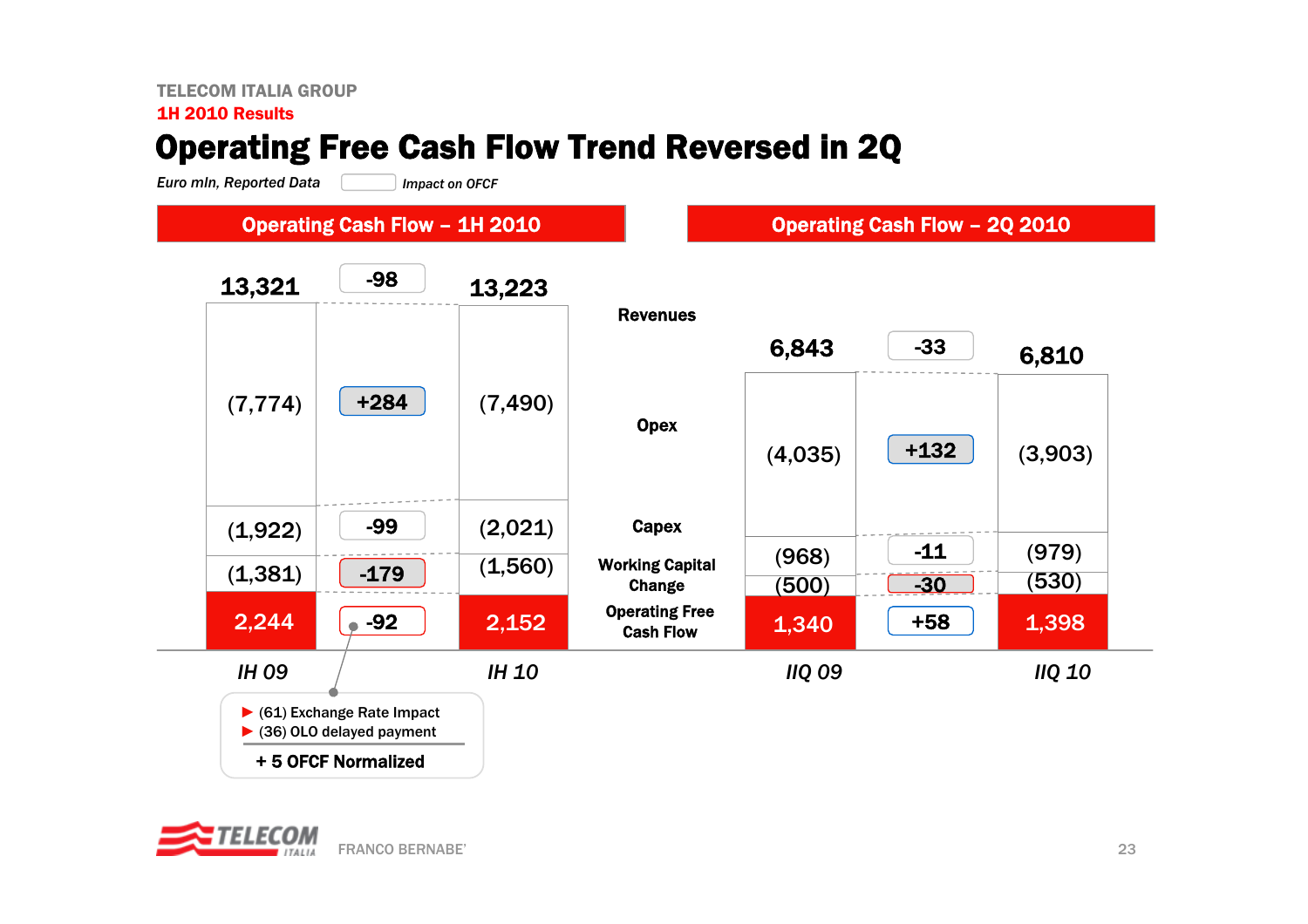TELECOM ITALIA GROUP

1H 2010 Results

# Operating Free Cash Flow Trend Reversed in 2Q

*Euro mln, Reported Data* | *Impact on OFCF*

## Operating Cash Flow – 1H 2010

| | IH 09 | Impact on OFCF | IH 10 |
|---|---|---|---|
| Revenues | 13,321 | -98 | 13,223 |
| Opex | (7,774) | +284 | (7,490) |
| Capex | (1,922) | -99 | (2,021) |
| Working Capital Change | (1,381) | -179 | (1,560) |
| Operating Free Cash Flow | 2,244 | -92 | 2,152 |

- (61) Exchange Rate Impact
- (36) OLO delayed payment

**+ 5 OFCF Normalized**

## Operating Cash Flow – 2Q 2010

| | IIQ 09 | Impact on OFCF | IIQ 10 |
|---|---|---|---|
| Revenues | 6,843 | -33 | 6,810 |
| Opex | (4,035) | +132 | (3,903) |
| Capex | (968) | -11 | (979) |
| Working Capital Change | (500) | -30 | (530) |
| Operating Free Cash Flow | 1,340 | +58 | 1,398 |

FRANCO BERNABE'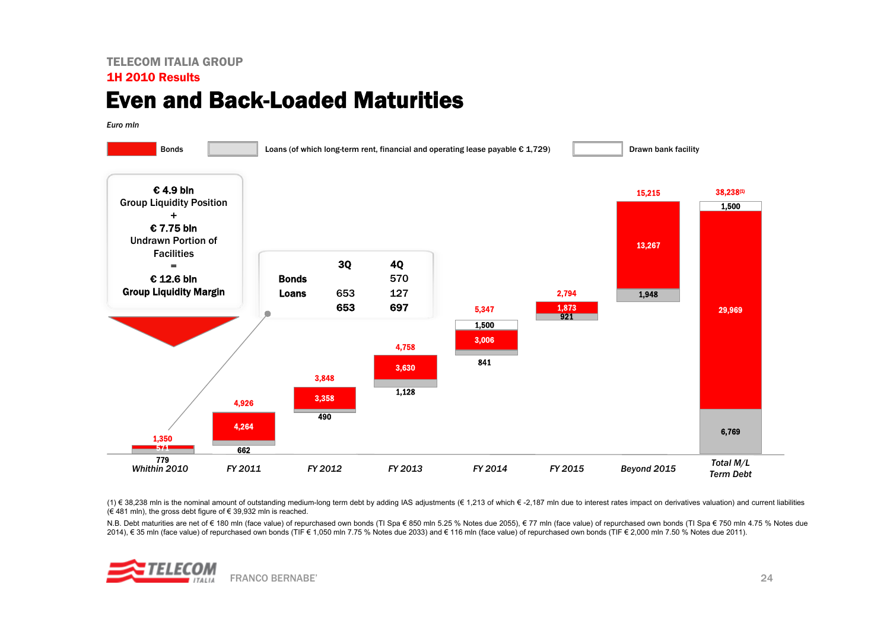TELECOM ITALIA GROUP

1H 2010 Results

# Even and Back-Loaded Maturities

*Euro mln*

Bonds | Loans (of which long-term rent, financial and operating lease payable € 1,729) | Drawn bank facility

**€ 4.9 bln**
Group Liquidity Position
+
**€ 7.75 bln**
Undrawn Portion of Facilities
=
**€ 12.6 bln**
**Group Liquidity Margin**

| | 3Q | 4Q |
|---|---|---|
| Bonds | | 570 |
| Loans | 653 | 127 |
| | 653 | 697 |

| | Whithin 2010 | FY 2011 | FY 2012 | FY 2013 | FY 2014 | FY 2015 | Beyond 2015 | Total M/L Term Debt |
|---|---|---|---|---|---|---|---|---|
| Total | 1,350 | 4,926 | 3,848 | 4,758 | 5,347 | 2,794 | 15,215 | 38,238[(1)] |
| Drawn bank facility | | | | | 1,500 | | | 1,500 |
| Bonds | 571 | 4,264 | 3,358 | 3,630 | 3,006 | 1,873 | 13,267 | 29,969 |
| Loans | 779 | 662 | 490 | 1,128 | 841 | 921 | 1,948 | 6,769 |

(1) € 38,238 mln is the nominal amount of outstanding medium-long term debt by adding IAS adjustments (€ 1,213 of which € -2,187 mln due to interest rates impact on derivatives valuation) and current liabilities (€ 481 mln), the gross debt figure of € 39,932 mln is reached.

N.B. Debt maturities are net of € 180 mln (face value) of repurchased own bonds (TI Spa € 850 mln 5.25 % Notes due 2055), € 77 mln (face value) of repurchased own bonds (TI Spa € 750 mln 4.75 % Notes due 2014), € 35 mln (face value) of repurchased own bonds (TIF € 1,050 mln 7.75 % Notes due 2033) and € 116 mln (face value) of repurchased own bonds (TIF € 2,000 mln 7.50 % Notes due 2011).

FRANCO BERNABE'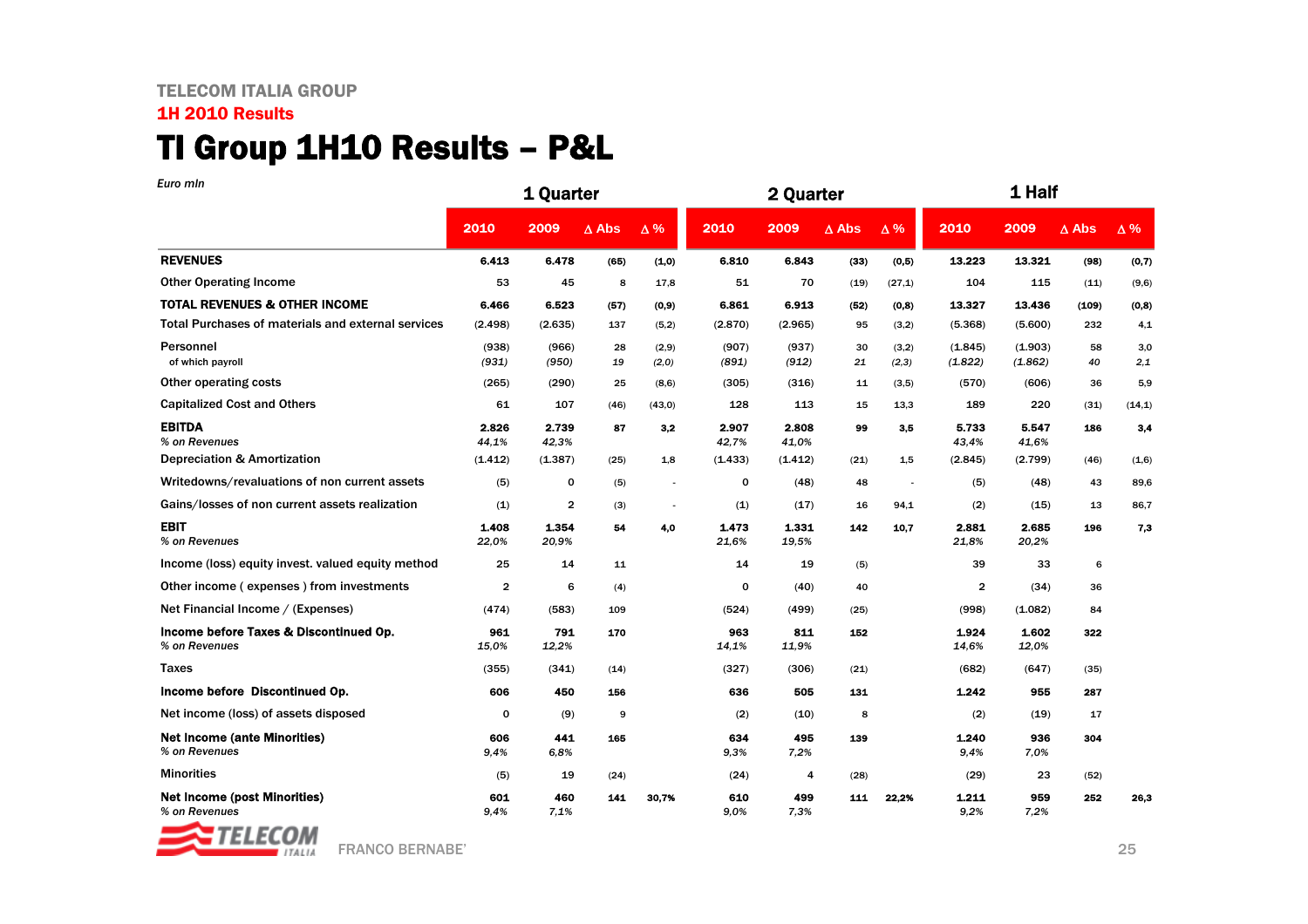TELECOM ITALIA GROUP

1H 2010 Results

# TI Group 1H10 Results – P&L

*Euro mln*

| | 1 Quarter | | | | 2 Quarter | | | | 1 Half | | | |
|---|---|---|---|---|---|---|---|---|---|---|---|---|
| | 2010 | 2009 | Δ Abs | Δ % | 2010 | 2009 | Δ Abs | Δ % | 2010 | 2009 | Δ Abs | Δ % |
| **REVENUES** | **6.413** | **6.478** | **(65)** | **(1,0)** | **6.810** | **6.843** | **(33)** | **(0,5)** | **13.223** | **13.321** | **(98)** | **(0,7)** |
| Other Operating Income | 53 | 45 | 8 | 17,8 | 51 | 70 | (19) | (27,1) | 104 | 115 | (11) | (9,6) |
| **TOTAL REVENUES & OTHER INCOME** | **6.466** | **6.523** | **(57)** | **(0,9)** | **6.861** | **6.913** | **(52)** | **(0,8)** | **13.327** | **13.436** | **(109)** | **(0,8)** |
| Total Purchases of materials and external services | (2.498) | (2.635) | 137 | (5,2) | (2.870) | (2.965) | 95 | (3,2) | (5.368) | (5.600) | 232 | 4,1 |
| Personnel | (938) | (966) | 28 | (2,9) | (907) | (937) | 30 | (3,2) | (1.845) | (1.903) | 58 | 3,0 |
| of which payroll | *(931)* | *(950)* | *19* | *(2,0)* | *(891)* | *(912)* | *21* | *(2,3)* | *(1.822)* | *(1.862)* | *40* | *2,1* |
| Other operating costs | (265) | (290) | 25 | (8,6) | (305) | (316) | 11 | (3,5) | (570) | (606) | 36 | 5,9 |
| Capitalized Cost and Others | 61 | 107 | (46) | (43,0) | 128 | 113 | 15 | 13,3 | 189 | 220 | (31) | (14,1) |
| **EBITDA** | **2.826** | **2.739** | **87** | **3,2** | **2.907** | **2.808** | **99** | **3,5** | **5.733** | **5.547** | **186** | **3,4** |
| *% on Revenues* | *44,1%* | *42,3%* | | | *42,7%* | *41,0%* | | | *43,4%* | *41,6%* | | |
| Depreciation & Amortization | (1.412) | (1.387) | (25) | 1,8 | (1.433) | (1.412) | (21) | 1,5 | (2.845) | (2.799) | (46) | (1,6) |
| Writedowns/revaluations of non current assets | (5) | 0 | (5) | - | 0 | (48) | 48 | - | (5) | (48) | 43 | 89,6 |
| Gains/losses of non current assets realization | (1) | 2 | (3) | - | (1) | (17) | 16 | 94,1 | (2) | (15) | 13 | 86,7 |
| **EBIT** | **1.408** | **1.354** | **54** | **4,0** | **1.473** | **1.331** | **142** | **10,7** | **2.881** | **2.685** | **196** | **7,3** |
| *% on Revenues* | *22,0%* | *20,9%* | | | *21,6%* | *19,5%* | | | *21,8%* | *20,2%* | | |
| Income (loss) equity invest. valued equity method | 25 | 14 | 11 | | 14 | 19 | (5) | | 39 | 33 | 6 | |
| Other income ( expenses ) from investments | 2 | 6 | (4) | | 0 | (40) | 40 | | 2 | (34) | 36 | |
| Net Financial Income / (Expenses) | (474) | (583) | 109 | | (524) | (499) | (25) | | (998) | (1.082) | 84 | |
| **Income before Taxes & Discontinued Op.** | **961** | **791** | **170** | | **963** | **811** | **152** | | **1.924** | **1.602** | **322** | |
| *% on Revenues* | *15,0%* | *12,2%* | | | *14,1%* | *11,9%* | | | *14,6%* | *12,0%* | | |
| Taxes | (355) | (341) | (14) | | (327) | (306) | (21) | | (682) | (647) | (35) | |
| **Income before Discontinued Op.** | **606** | **450** | **156** | | **636** | **505** | **131** | | **1.242** | **955** | **287** | |
| Net income (loss) of assets disposed | 0 | (9) | 9 | | (2) | (10) | 8 | | (2) | (19) | 17 | |
| **Net Income (ante Minorities)** | **606** | **441** | **165** | | **634** | **495** | **139** | | **1.240** | **936** | **304** | |
| *% on Revenues* | *9,4%* | *6,8%* | | | *9,3%* | *7,2%* | | | *9,4%* | *7,0%* | | |
| Minorities | (5) | 19 | (24) | | (24) | 4 | (28) | | (29) | 23 | (52) | |
| **Net Income (post Minorities)** | **601** | **460** | **141** | **30,7%** | **610** | **499** | **111** | **22,2%** | **1.211** | **959** | **252** | **26,3** |
| *% on Revenues* | *9,4%* | *7,1%* | | | *9,0%* | *7,3%* | | | *9,2%* | *7,2%* | | |

FRANCO BERNABE'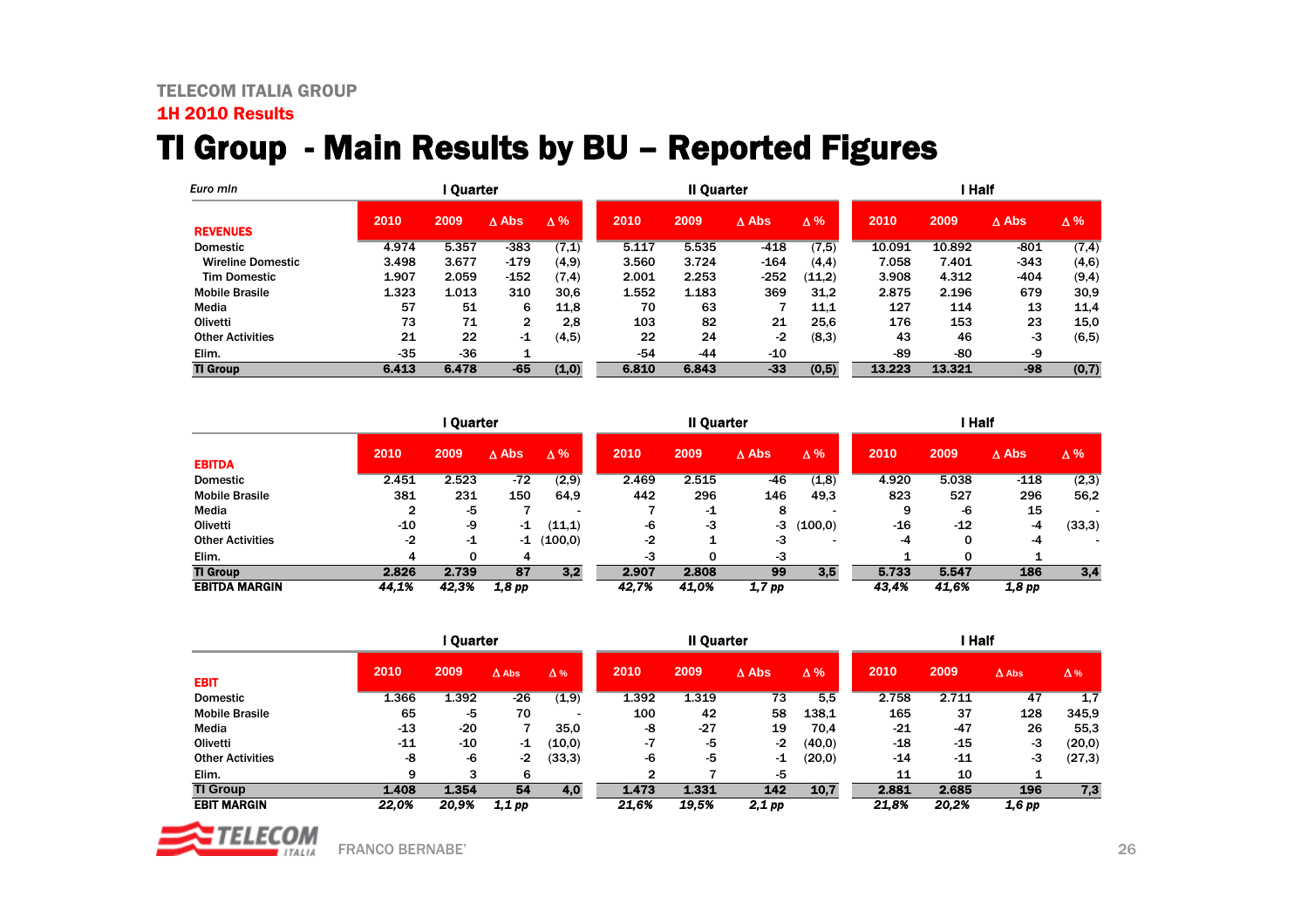TELECOM ITALIA GROUP

**1H 2010 Results**

# TI Group - Main Results by BU – Reported Figures

*Euro mln*

| REVENUES | I Quarter | | | | II Quarter | | | | I Half | | | |
|---|---|---|---|---|---|---|---|---|---|---|---|---|
| | 2010 | 2009 | Δ Abs | Δ % | 2010 | 2009 | Δ Abs | Δ % | 2010 | 2009 | Δ Abs | Δ % |
| Domestic | 4.974 | 5.357 | -383 | (7,1) | 5.117 | 5.535 | -418 | (7,5) | 10.091 | 10.892 | -801 | (7,4) |
| Wireline Domestic | 3.498 | 3.677 | -179 | (4,9) | 3.560 | 3.724 | -164 | (4,4) | 7.058 | 7.401 | -343 | (4,6) |
| Tim Domestic | 1.907 | 2.059 | -152 | (7,4) | 2.001 | 2.253 | -252 | (11,2) | 3.908 | 4.312 | -404 | (9,4) |
| Mobile Brasile | 1.323 | 1.013 | 310 | 30,6 | 1.552 | 1.183 | 369 | 31,2 | 2.875 | 2.196 | 679 | 30,9 |
| Media | 57 | 51 | 6 | 11,8 | 70 | 63 | 7 | 11,1 | 127 | 114 | 13 | 11,4 |
| Olivetti | 73 | 71 | 2 | 2,8 | 103 | 82 | 21 | 25,6 | 176 | 153 | 23 | 15,0 |
| Other Activities | 21 | 22 | -1 | (4,5) | 22 | 24 | -2 | (8,3) | 43 | 46 | -3 | (6,5) |
| Elim. | -35 | -36 | 1 | | -54 | -44 | -10 | | -89 | -80 | -9 | |
| **TI Group** | **6.413** | **6.478** | **-65** | **(1,0)** | **6.810** | **6.843** | **-33** | **(0,5)** | **13.223** | **13.321** | **-98** | **(0,7)** |

| EBITDA | I Quarter | | | | II Quarter | | | | I Half | | | |
|---|---|---|---|---|---|---|---|---|---|---|---|---|
| | 2010 | 2009 | Δ Abs | Δ % | 2010 | 2009 | Δ Abs | Δ % | 2010 | 2009 | Δ Abs | Δ % |
| Domestic | 2.451 | 2.523 | -72 | (2,9) | 2.469 | 2.515 | -46 | (1,8) | 4.920 | 5.038 | -118 | (2,3) |
| Mobile Brasile | 381 | 231 | 150 | 64,9 | 442 | 296 | 146 | 49,3 | 823 | 527 | 296 | 56,2 |
| Media | 2 | -5 | 7 | - | 7 | -1 | 8 | - | 9 | -6 | 15 | - |
| Olivetti | -10 | -9 | -1 | (11,1) | -6 | -3 | -3 | (100,0) | -16 | -12 | -4 | (33,3) |
| Other Activities | -2 | -1 | -1 | (100,0) | -2 | 1 | -3 | - | -4 | 0 | -4 | - |
| Elim. | 4 | 0 | 4 | | -3 | 0 | -3 | | 1 | 0 | 1 | |
| **TI Group** | **2.826** | **2.739** | **87** | **3,2** | **2.907** | **2.808** | **99** | **3,5** | **5.733** | **5.547** | **186** | **3,4** |
| **EBITDA MARGIN** | *44,1%* | *42,3%* | *1,8 pp* | | *42,7%* | *41,0%* | *1,7 pp* | | *43,4%* | *41,6%* | *1,8 pp* | |

| EBIT | I Quarter | | | | II Quarter | | | | I Half | | | |
|---|---|---|---|---|---|---|---|---|---|---|---|---|
| | 2010 | 2009 | Δ Abs | Δ % | 2010 | 2009 | Δ Abs | Δ % | 2010 | 2009 | Δ Abs | Δ % |
| Domestic | 1.366 | 1.392 | -26 | (1,9) | 1.392 | 1.319 | 73 | 5,5 | 2.758 | 2.711 | 47 | 1,7 |
| Mobile Brasile | 65 | -5 | 70 | - | 100 | 42 | 58 | 138,1 | 165 | 37 | 128 | 345,9 |
| Media | -13 | -20 | 7 | 35,0 | -8 | -27 | 19 | 70,4 | -21 | -47 | 26 | 55,3 |
| Olivetti | -11 | -10 | -1 | (10,0) | -7 | -5 | -2 | (40,0) | -18 | -15 | -3 | (20,0) |
| Other Activities | -8 | -6 | -2 | (33,3) | -6 | -5 | -1 | (20,0) | -14 | -11 | -3 | (27,3) |
| Elim. | 9 | 3 | 6 | | 2 | 7 | -5 | | 11 | 10 | 1 | |
| **TI Group** | **1.408** | **1.354** | **54** | **4,0** | **1.473** | **1.331** | **142** | **10,7** | **2.881** | **2.685** | **196** | **7,3** |
| **EBIT MARGIN** | *22,0%* | *20,9%* | *1,1 pp* | | *21,6%* | *19,5%* | *2,1 pp* | | *21,8%* | *20,2%* | *1,6 pp* | |

FRANCO BERNABE'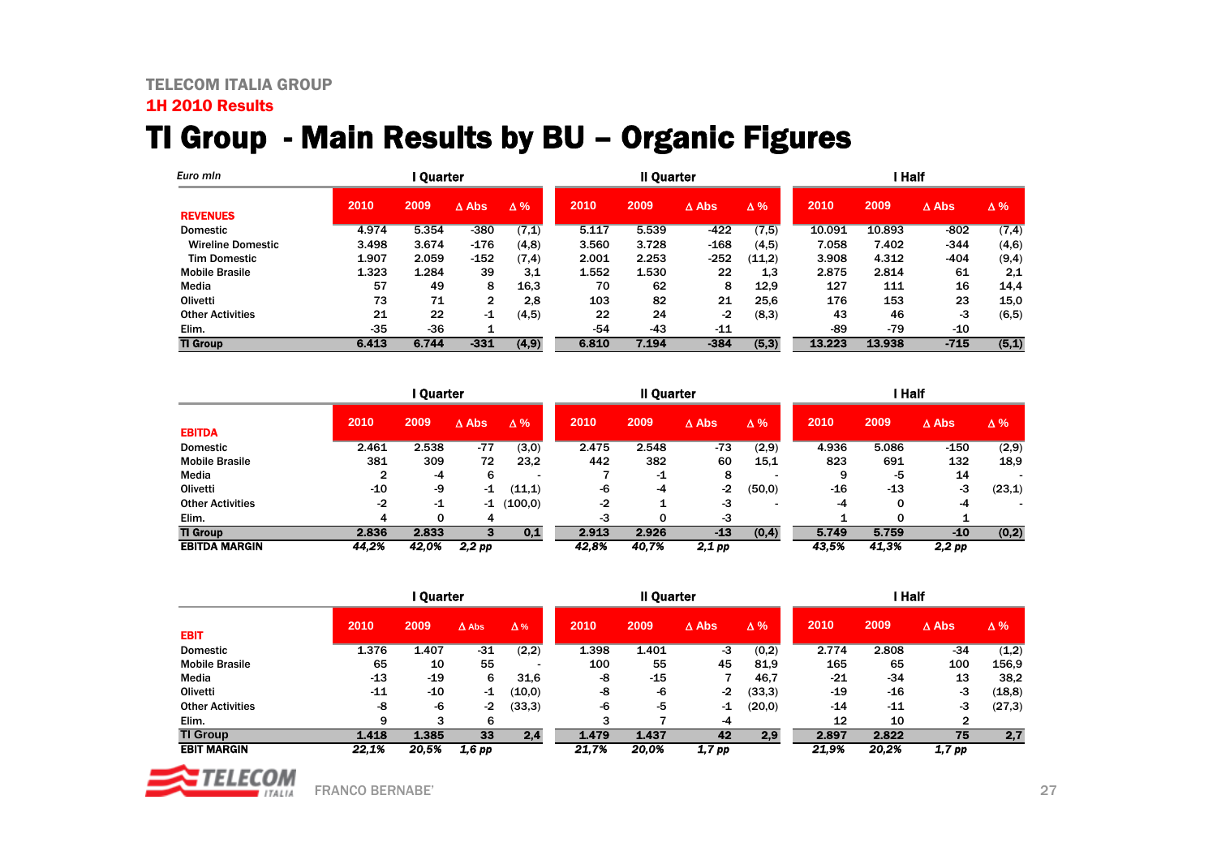TELECOM ITALIA GROUP

1H 2010 Results

# TI Group - Main Results by BU – Organic Figures

*Euro mln*

| | I Quarter | | | | II Quarter | | | | I Half | | | |
|---|---|---|---|---|---|---|---|---|---|---|---|---|
| **REVENUES** | 2010 | 2009 | Δ Abs | Δ % | 2010 | 2009 | Δ Abs | Δ % | 2010 | 2009 | Δ Abs | Δ % |
| Domestic | 4.974 | 5.354 | -380 | (7,1) | 5.117 | 5.539 | -422 | (7,5) | 10.091 | 10.893 | -802 | (7,4) |
| Wireline Domestic | 3.498 | 3.674 | -176 | (4,8) | 3.560 | 3.728 | -168 | (4,5) | 7.058 | 7.402 | -344 | (4,6) |
| Tim Domestic | 1.907 | 2.059 | -152 | (7,4) | 2.001 | 2.253 | -252 | (11,2) | 3.908 | 4.312 | -404 | (9,4) |
| Mobile Brasile | 1.323 | 1.284 | 39 | 3,1 | 1.552 | 1.530 | 22 | 1,3 | 2.875 | 2.814 | 61 | 2,1 |
| Media | 57 | 49 | 8 | 16,3 | 70 | 62 | 8 | 12,9 | 127 | 111 | 16 | 14,4 |
| Olivetti | 73 | 71 | 2 | 2,8 | 103 | 82 | 21 | 25,6 | 176 | 153 | 23 | 15,0 |
| Other Activities | 21 | 22 | -1 | (4,5) | 22 | 24 | -2 | (8,3) | 43 | 46 | -3 | (6,5) |
| Elim. | -35 | -36 | 1 | | -54 | -43 | -11 | | -89 | -79 | -10 | |
| **TI Group** | **6.413** | **6.744** | **-331** | **(4,9)** | **6.810** | **7.194** | **-384** | **(5,3)** | **13.223** | **13.938** | **-715** | **(5,1)** |

| | I Quarter | | | | II Quarter | | | | I Half | | | |
|---|---|---|---|---|---|---|---|---|---|---|---|---|
| **EBITDA** | 2010 | 2009 | Δ Abs | Δ % | 2010 | 2009 | Δ Abs | Δ % | 2010 | 2009 | Δ Abs | Δ % |
| Domestic | 2.461 | 2.538 | -77 | (3,0) | 2.475 | 2.548 | -73 | (2,9) | 4.936 | 5.086 | -150 | (2,9) |
| Mobile Brasile | 381 | 309 | 72 | 23,2 | 442 | 382 | 60 | 15,1 | 823 | 691 | 132 | 18,9 |
| Media | 2 | -4 | 6 | - | 7 | -1 | 8 | - | 9 | -5 | 14 | - |
| Olivetti | -10 | -9 | -1 | (11,1) | -6 | -4 | -2 | (50,0) | -16 | -13 | -3 | (23,1) |
| Other Activities | -2 | -1 | -1 | (100,0) | -2 | 1 | -3 | - | -4 | 0 | -4 | - |
| Elim. | 4 | 0 | 4 | | -3 | 0 | -3 | | 1 | 0 | 1 | |
| **TI Group** | **2.836** | **2.833** | **3** | **0,1** | **2.913** | **2.926** | **-13** | **(0,4)** | **5.749** | **5.759** | **-10** | **(0,2)** |
| **EBITDA MARGIN** | *44,2%* | *42,0%* | *2,2 pp* | | *42,8%* | *40,7%* | *2,1 pp* | | *43,5%* | *41,3%* | *2,2 pp* | |

| | I Quarter | | | | II Quarter | | | | I Half | | | |
|---|---|---|---|---|---|---|---|---|---|---|---|---|
| **EBIT** | 2010 | 2009 | Δ Abs | Δ % | 2010 | 2009 | Δ Abs | Δ % | 2010 | 2009 | Δ Abs | Δ % |
| Domestic | 1.376 | 1.407 | -31 | (2,2) | 1.398 | 1.401 | -3 | (0,2) | 2.774 | 2.808 | -34 | (1,2) |
| Mobile Brasile | 65 | 10 | 55 | - | 100 | 55 | 45 | 81,9 | 165 | 65 | 100 | 156,9 |
| Media | -13 | -19 | 6 | 31,6 | -8 | -15 | 7 | 46,7 | -21 | -34 | 13 | 38,2 |
| Olivetti | -11 | -10 | -1 | (10,0) | -8 | -6 | -2 | (33,3) | -19 | -16 | -3 | (18,8) |
| Other Activities | -8 | -6 | -2 | (33,3) | -6 | -5 | -1 | (20,0) | -14 | -11 | -3 | (27,3) |
| Elim. | 9 | 3 | 6 | | 3 | 7 | -4 | | 12 | 10 | 2 | |
| **TI Group** | **1.418** | **1.385** | **33** | **2,4** | **1.479** | **1.437** | **42** | **2,9** | **2.897** | **2.822** | **75** | **2,7** |
| **EBIT MARGIN** | *22,1%* | *20,5%* | *1,6 pp* | | *21,7%* | *20,0%* | *1,7 pp* | | *21,9%* | *20,2%* | *1,7 pp* | |

FRANCO BERNABE'